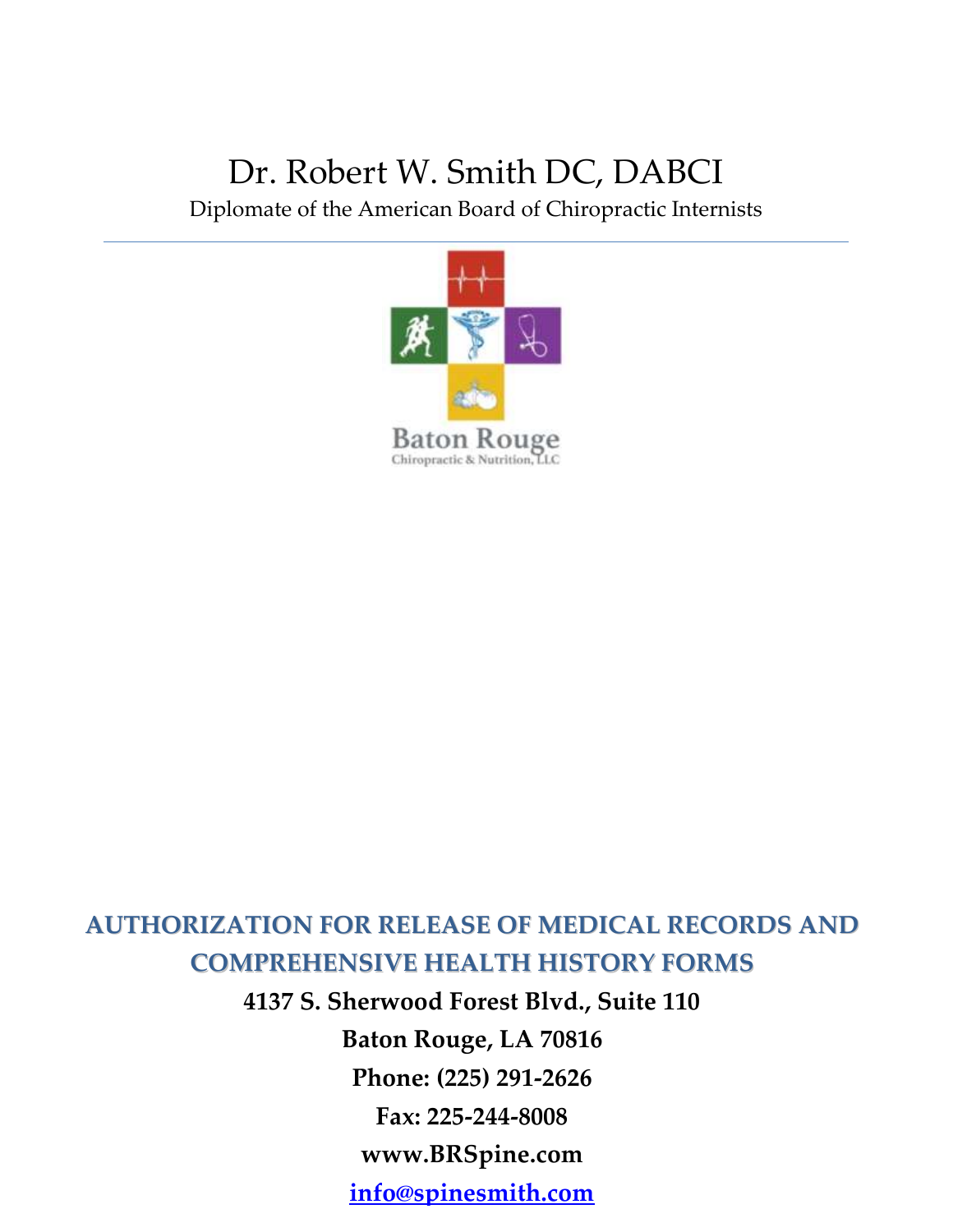# Dr. Robert W. Smith DC, DABCI

Diplomate of the American Board of Chiropractic Internists

Baton Rouge
Chiropractic & Nutrition, LLC

## AUTHORIZATION FOR RELEASE OF MEDICAL RECORDS AND COMPREHENSIVE HEALTH HISTORY FORMS

**4137 S. Sherwood Forest Blvd., Suite 110**

**Baton Rouge, LA 70816**

**Phone: (225) 291-2626**

**Fax: 225-244-8008**

**www.BRSpine.com**

**info@spinesmith.com**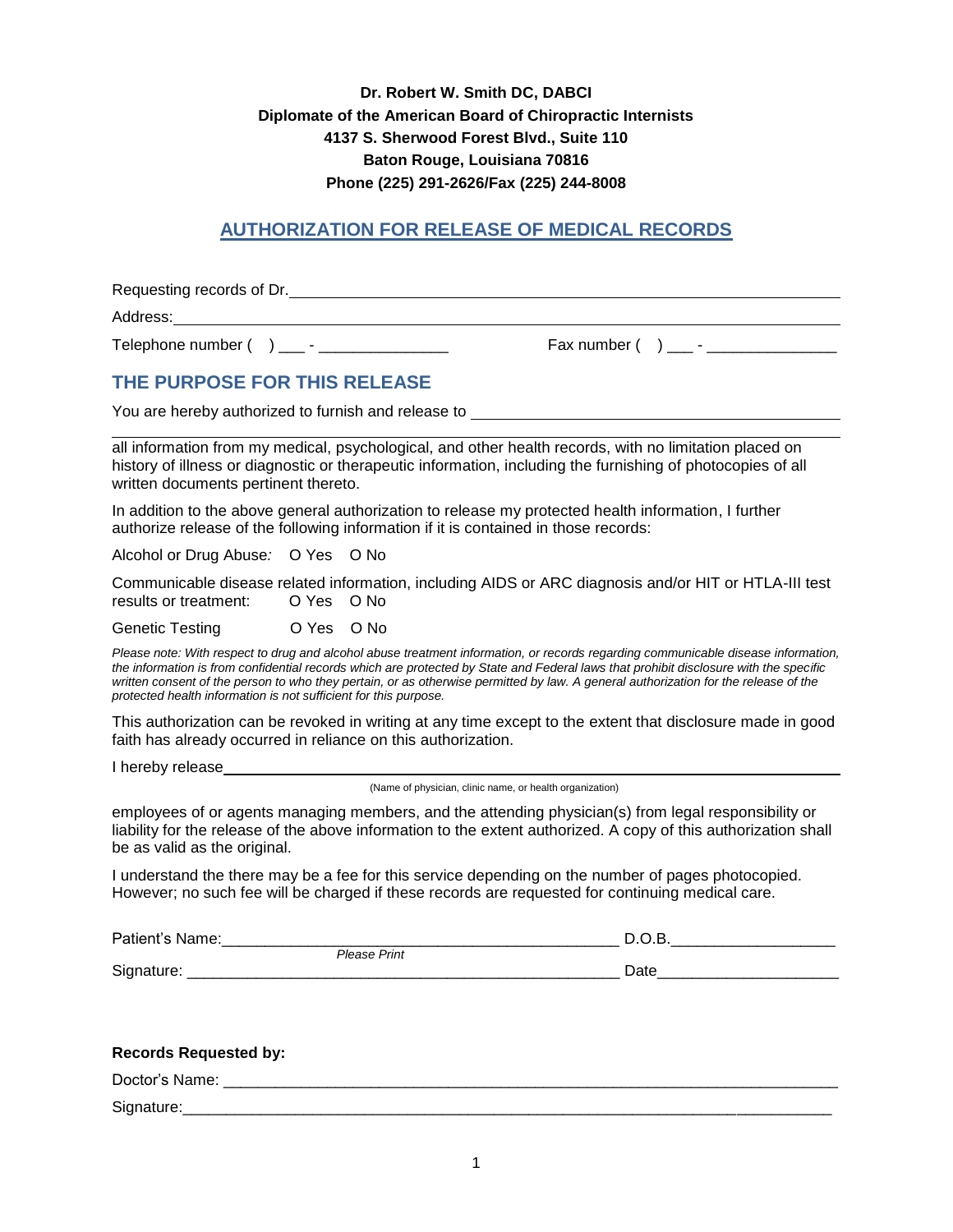**Dr. Robert W. Smith DC, DABCI**
**Diplomate of the American Board of Chiropractic Internists**
**4137 S. Sherwood Forest Blvd., Suite 110**
**Baton Rouge, Louisiana 70816**
**Phone (225) 291-2626/Fax (225) 244-8008**

# AUTHORIZATION FOR RELEASE OF MEDICAL RECORDS

Requesting records of Dr.________________________________________________

Address:________________________________________________________

Telephone number (   ) ___ - _______________          Fax number (   ) ___ - _______________

## THE PURPOSE FOR THIS RELEASE

You are hereby authorized to furnish and release to ________________________________

________________________________________________________________________

all information from my medical, psychological, and other health records, with no limitation placed on history of illness or diagnostic or therapeutic information, including the furnishing of photocopies of all written documents pertinent thereto.

In addition to the above general authorization to release my protected health information, I further authorize release of the following information if it is contained in those records:

Alcohol or Drug Abuse*:* O Yes  O No

Communicable disease related information, including AIDS or ARC diagnosis and/or HIT or HTLA-III test results or treatment:  O Yes  O No

Genetic Testing  O Yes  O No

*Please note: With respect to drug and alcohol abuse treatment information, or records regarding communicable disease information, the information is from confidential records which are protected by State and Federal laws that prohibit disclosure with the specific written consent of the person to who they pertain, or as otherwise permitted by law. A general authorization for the release of the protected health information is not sufficient for this purpose.*

This authorization can be revoked in writing at any time except to the extent that disclosure made in good faith has already occurred in reliance on this authorization.

I hereby release________________________________________________________

(Name of physician, clinic name, or health organization)

employees of or agents managing members, and the attending physician(s) from legal responsibility or liability for the release of the above information to the extent authorized. A copy of this authorization shall be as valid as the original.

I understand the there may be a fee for this service depending on the number of pages photocopied. However; no such fee will be charged if these records are requested for continuing medical care.

Patient's Name:_______________________________________________ D.O.B.__________________

*Please Print*

Signature: ___________________________________________________ Date____________________

**Records Requested by:**

Doctor's Name: ________________________________________________________________

Signature:_____________________________________________________________________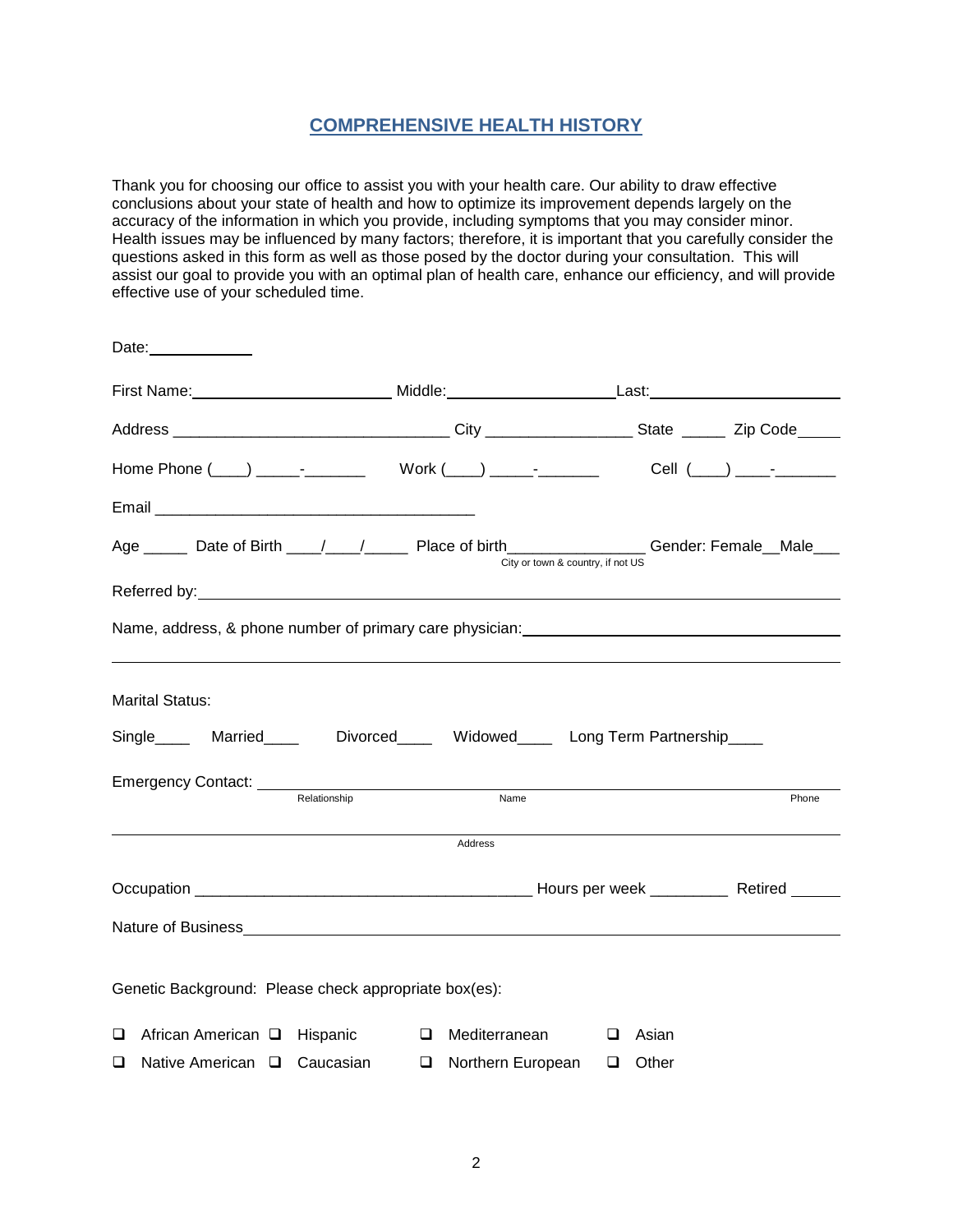## COMPREHENSIVE HEALTH HISTORY

Thank you for choosing our office to assist you with your health care. Our ability to draw effective conclusions about your state of health and how to optimize its improvement depends largely on the accuracy of the information in which you provide, including symptoms that you may consider minor. Health issues may be influenced by many factors; therefore, it is important that you carefully consider the questions asked in this form as well as those posed by the doctor during your consultation. This will assist our goal to provide you with an optimal plan of health care, enhance our efficiency, and will provide effective use of your scheduled time.

Date:____________

First Name:______________________ Middle:__________________ Last:______________________

Address _______________________________ City ________________ State _____ Zip Code_____

Home Phone (___) _____-_______ Work (___) _____-_______ Cell (___) ____-_______

Email ____________________________________

Age _____ Date of Birth ____/____/_____ Place of birth_______________ Gender: Female__Male___
City or town & country, if not US

Referred by:_____________________________________________________________________

Name, address, & phone number of primary care physician:_________________________________

_______________________________________________________________________________

Marital Status:

Single____ Married____ Divorced____ Widowed____ Long Term Partnership____

Emergency Contact: ____________________________________________________________
Relationship Name Phone

_______________________________________________________________________________
Address

Occupation _____________________________________ Hours per week _________ Retired ______

Nature of Business_______________________________________________________________

Genetic Background: Please check appropriate box(es):

- ☐ African American
- ☐ Hispanic
- ☐ Mediterranean
- ☐ Asian
- ☐ Native American
- ☐ Caucasian
- ☐ Northern European
- ☐ Other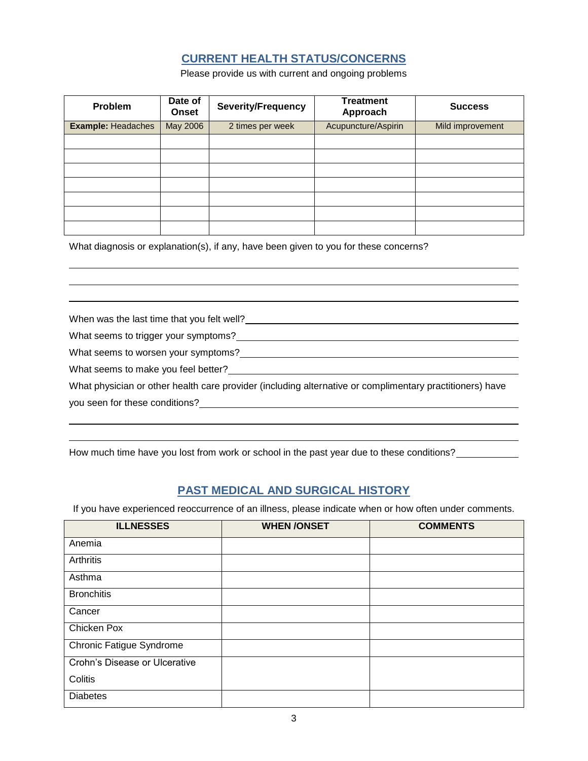## CURRENT HEALTH STATUS/CONCERNS

Please provide us with current and ongoing problems

| Problem | Date of Onset | Severity/Frequency | Treatment Approach | Success |
|---|---|---|---|---|
| **Example:** Headaches | May 2006 | 2 times per week | Acupuncture/Aspirin | Mild improvement |
| | | | | |
| | | | | |
| | | | | |
| | | | | |
| | | | | |
| | | | | |
| | | | | |

What diagnosis or explanation(s), if any, have been given to you for these concerns?

\_\_\_\_\_\_\_\_\_\_\_\_\_\_\_\_\_\_\_\_\_\_\_\_\_\_\_\_\_\_\_\_\_\_\_\_\_\_\_\_\_\_\_\_\_\_\_\_\_\_\_\_\_\_\_\_\_\_\_\_

\_\_\_\_\_\_\_\_\_\_\_\_\_\_\_\_\_\_\_\_\_\_\_\_\_\_\_\_\_\_\_\_\_\_\_\_\_\_\_\_\_\_\_\_\_\_\_\_\_\_\_\_\_\_\_\_\_\_\_\_

\_\_\_\_\_\_\_\_\_\_\_\_\_\_\_\_\_\_\_\_\_\_\_\_\_\_\_\_\_\_\_\_\_\_\_\_\_\_\_\_\_\_\_\_\_\_\_\_\_\_\_\_\_\_\_\_\_\_\_\_

When was the last time that you felt well?\_\_\_\_\_\_\_\_\_\_\_\_\_\_\_\_\_\_\_\_\_\_\_\_\_\_\_\_\_\_\_\_\_\_\_\_\_\_\_\_

What seems to trigger your symptoms?\_\_\_\_\_\_\_\_\_\_\_\_\_\_\_\_\_\_\_\_\_\_\_\_\_\_\_\_\_\_\_\_\_\_\_\_\_\_\_\_\_\_

What seems to worsen your symptoms?\_\_\_\_\_\_\_\_\_\_\_\_\_\_\_\_\_\_\_\_\_\_\_\_\_\_\_\_\_\_\_\_\_\_\_\_\_\_\_\_\_\_

What seems to make you feel better?\_\_\_\_\_\_\_\_\_\_\_\_\_\_\_\_\_\_\_\_\_\_\_\_\_\_\_\_\_\_\_\_\_\_\_\_\_\_\_\_\_\_\_

What physician or other health care provider (including alternative or complimentary practitioners) have you seen for these conditions?\_\_\_\_\_\_\_\_\_\_\_\_\_\_\_\_\_\_\_\_\_\_\_\_\_\_\_\_\_\_\_\_\_\_\_\_\_\_\_\_\_\_\_\_\_\_\_\_

\_\_\_\_\_\_\_\_\_\_\_\_\_\_\_\_\_\_\_\_\_\_\_\_\_\_\_\_\_\_\_\_\_\_\_\_\_\_\_\_\_\_\_\_\_\_\_\_\_\_\_\_\_\_\_\_\_\_\_\_

\_\_\_\_\_\_\_\_\_\_\_\_\_\_\_\_\_\_\_\_\_\_\_\_\_\_\_\_\_\_\_\_\_\_\_\_\_\_\_\_\_\_\_\_\_\_\_\_\_\_\_\_\_\_\_\_\_\_\_\_

How much time have you lost from work or school in the past year due to these conditions?\_\_\_\_\_\_\_\_\_\_\_\_

## PAST MEDICAL AND SURGICAL HISTORY

If you have experienced reoccurrence of an illness, please indicate when or how often under comments.

| ILLNESSES | WHEN /ONSET | COMMENTS |
|---|---|---|
| Anemia | | |
| Arthritis | | |
| Asthma | | |
| Bronchitis | | |
| Cancer | | |
| Chicken Pox | | |
| Chronic Fatigue Syndrome | | |
| Crohn's Disease or Ulcerative Colitis | | |
| Diabetes | | |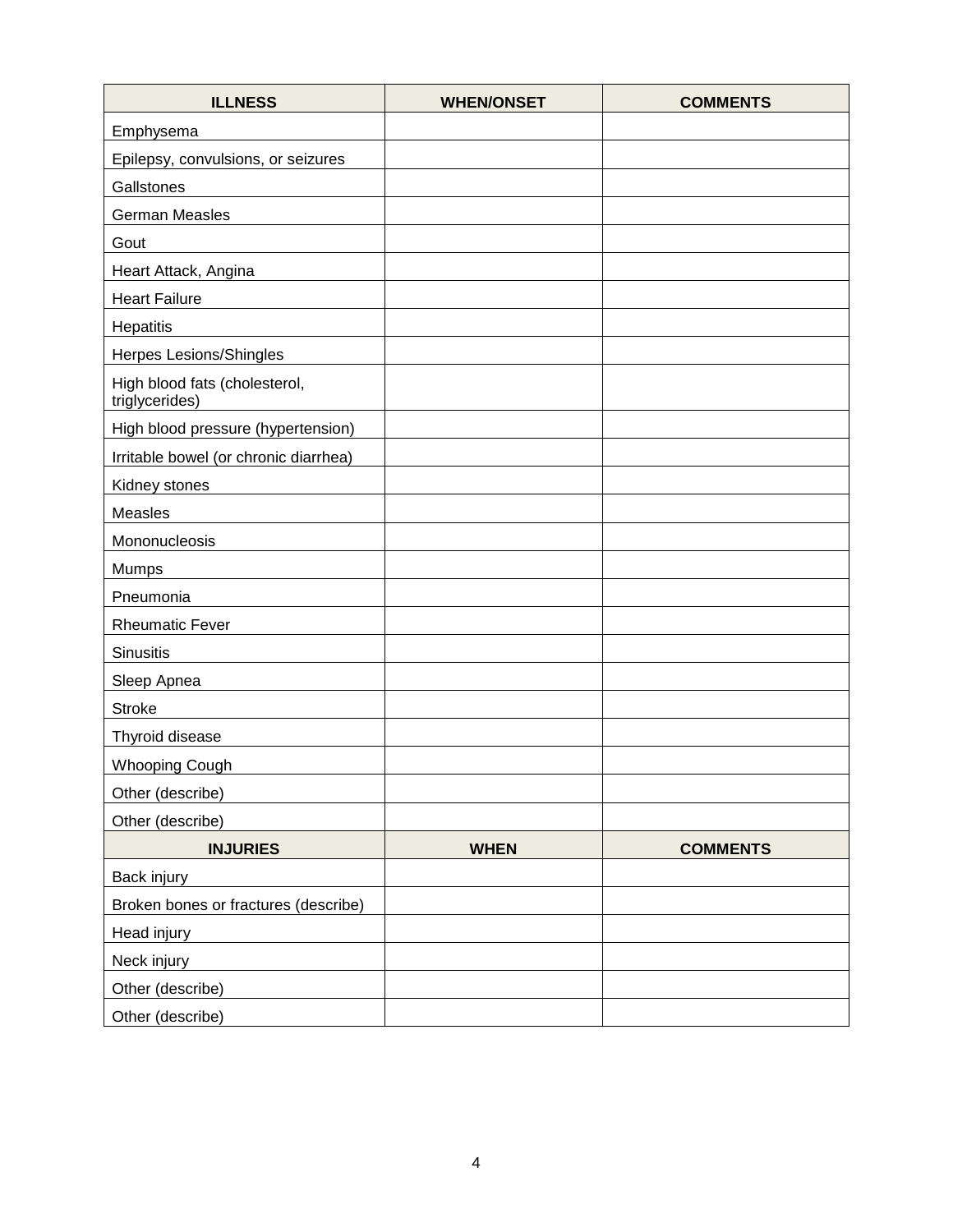| ILLNESS | WHEN/ONSET | COMMENTS |
|---|---|---|
| Emphysema | | |
| Epilepsy, convulsions, or seizures | | |
| Gallstones | | |
| German Measles | | |
| Gout | | |
| Heart Attack, Angina | | |
| Heart Failure | | |
| Hepatitis | | |
| Herpes Lesions/Shingles | | |
| High blood fats (cholesterol, triglycerides) | | |
| High blood pressure (hypertension) | | |
| Irritable bowel (or chronic diarrhea) | | |
| Kidney stones | | |
| Measles | | |
| Mononucleosis | | |
| Mumps | | |
| Pneumonia | | |
| Rheumatic Fever | | |
| Sinusitis | | |
| Sleep Apnea | | |
| Stroke | | |
| Thyroid disease | | |
| Whooping Cough | | |
| Other (describe) | | |
| Other (describe) | | |
| **INJURIES** | **WHEN** | **COMMENTS** |
| Back injury | | |
| Broken bones or fractures (describe) | | |
| Head injury | | |
| Neck injury | | |
| Other (describe) | | |
| Other (describe) | | |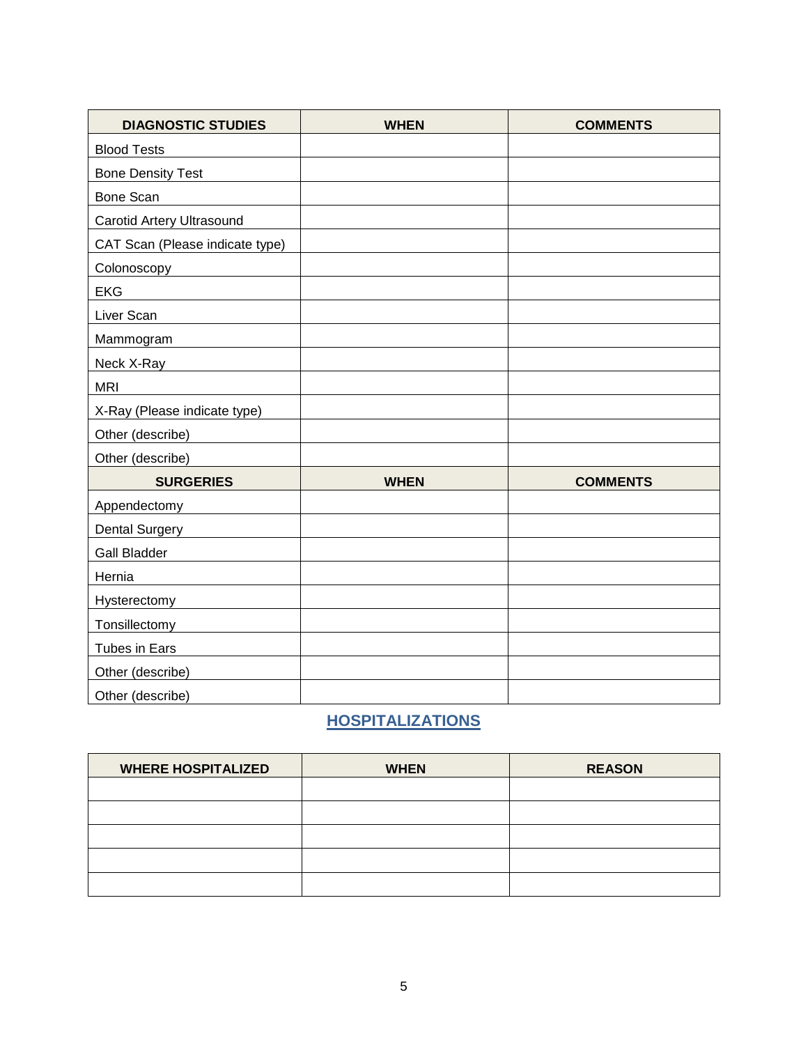| DIAGNOSTIC STUDIES | WHEN | COMMENTS |
|---|---|---|
| Blood Tests | | |
| Bone Density Test | | |
| Bone Scan | | |
| Carotid Artery Ultrasound | | |
| CAT Scan (Please indicate type) | | |
| Colonoscopy | | |
| EKG | | |
| Liver Scan | | |
| Mammogram | | |
| Neck X-Ray | | |
| MRI | | |
| X-Ray (Please indicate type) | | |
| Other (describe) | | |
| Other (describe) | | |
| **SURGERIES** | **WHEN** | **COMMENTS** |
| Appendectomy | | |
| Dental Surgery | | |
| Gall Bladder | | |
| Hernia | | |
| Hysterectomy | | |
| Tonsillectomy | | |
| Tubes in Ears | | |
| Other (describe) | | |
| Other (describe) | | |

## HOSPITALIZATIONS

| WHERE HOSPITALIZED | WHEN | REASON |
|---|---|---|
| | | |
| | | |
| | | |
| | | |
| | | |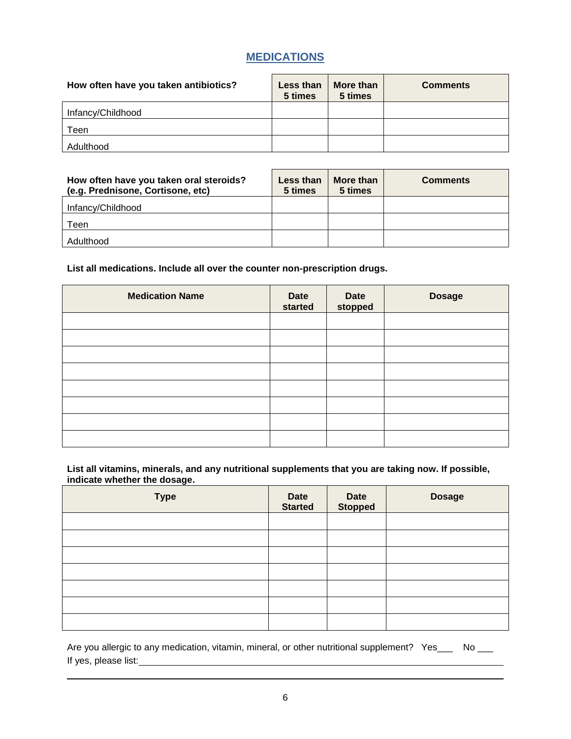## MEDICATIONS

| How often have you taken antibiotics? | Less than 5 times | More than 5 times | Comments |
|---|---|---|---|
| Infancy/Childhood | | | |
| Teen | | | |
| Adulthood | | | |

| How often have you taken oral steroids? (e.g. Prednisone, Cortisone, etc) | Less than 5 times | More than 5 times | Comments |
|---|---|---|---|
| Infancy/Childhood | | | |
| Teen | | | |
| Adulthood | | | |

**List all medications. Include all over the counter non-prescription drugs.**

| Medication Name | Date started | Date stopped | Dosage |
|---|---|---|---|
| | | | |
| | | | |
| | | | |
| | | | |
| | | | |
| | | | |
| | | | |
| | | | |

**List all vitamins, minerals, and any nutritional supplements that you are taking now. If possible, indicate whether the dosage.**

| Type | Date Started | Date Stopped | Dosage |
|---|---|---|---|
| | | | |
| | | | |
| | | | |
| | | | |
| | | | |
| | | | |
| | | | |

Are you allergic to any medication, vitamin, mineral, or other nutritional supplement? Yes___ No ___

If yes, please list:______________________________________________________________

_________________________________________________________________________________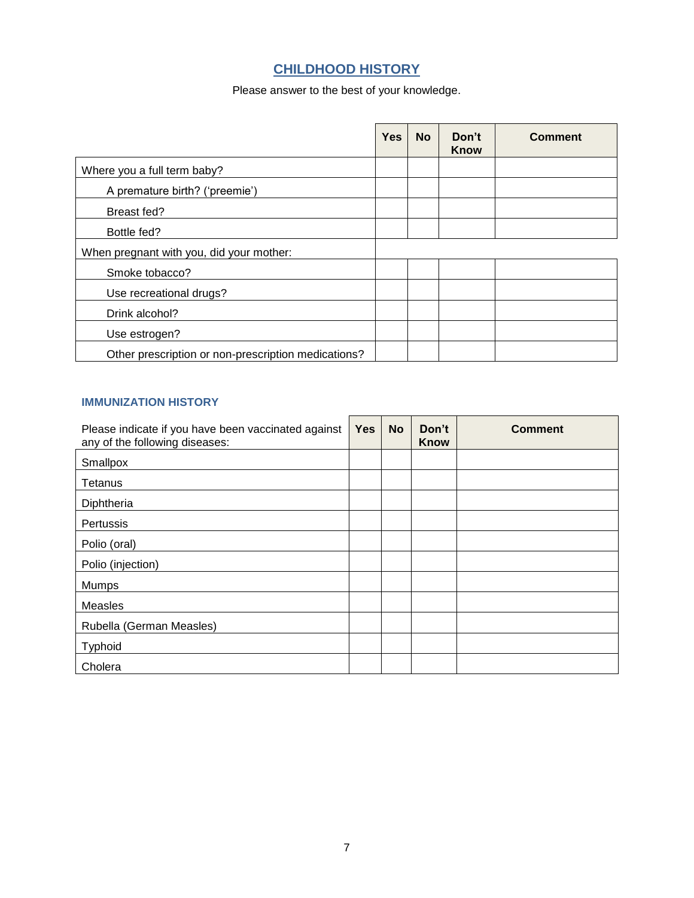## CHILDHOOD HISTORY

Please answer to the best of your knowledge.

| | Yes | No | Don't Know | Comment |
|---|---|---|---|---|
| Where you a full term baby? | | | | |
| A premature birth? ('preemie') | | | | |
| Breast fed? | | | | |
| Bottle fed? | | | | |
| When pregnant with you, did your mother: | | | | |
| Smoke tobacco? | | | | |
| Use recreational drugs? | | | | |
| Drink alcohol? | | | | |
| Use estrogen? | | | | |
| Other prescription or non-prescription medications? | | | | |

### IMMUNIZATION HISTORY

| Please indicate if you have been vaccinated against any of the following diseases: | Yes | No | Don't Know | Comment |
|---|---|---|---|---|
| Smallpox | | | | |
| Tetanus | | | | |
| Diphtheria | | | | |
| Pertussis | | | | |
| Polio (oral) | | | | |
| Polio (injection) | | | | |
| Mumps | | | | |
| Measles | | | | |
| Rubella (German Measles) | | | | |
| Typhoid | | | | |
| Cholera | | | | |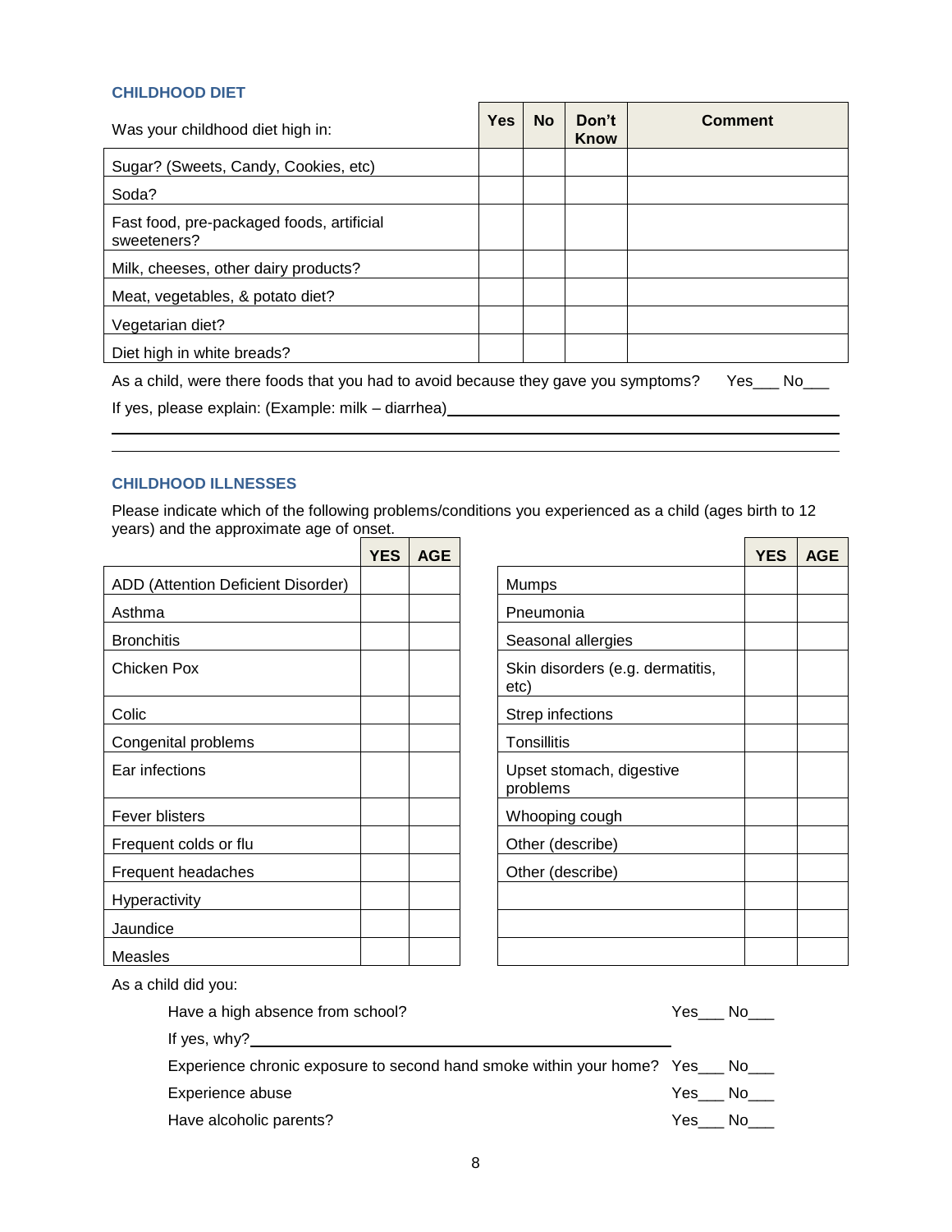## CHILDHOOD DIET

| Was your childhood diet high in: | Yes | No | Don't Know | Comment |
|---|---|---|---|---|
| Sugar? (Sweets, Candy, Cookies, etc) | | | | |
| Soda? | | | | |
| Fast food, pre-packaged foods, artificial sweeteners? | | | | |
| Milk, cheeses, other dairy products? | | | | |
| Meat, vegetables, & potato diet? | | | | |
| Vegetarian diet? | | | | |
| Diet high in white breads? | | | | |

As a child, were there foods that you had to avoid because they gave you symptoms? Yes___ No___

If yes, please explain: (Example: milk – diarrhea)______________________________________________

_____________________________________________________________________________

_____________________________________________________________________________

## CHILDHOOD ILLNESSES

Please indicate which of the following problems/conditions you experienced as a child (ages birth to 12 years) and the approximate age of onset.

| | YES | AGE |
|---|---|---|
| ADD (Attention Deficient Disorder) | | |
| Asthma | | |
| Bronchitis | | |
| Chicken Pox | | |
| Colic | | |
| Congenital problems | | |
| Ear infections | | |
| Fever blisters | | |
| Frequent colds or flu | | |
| Frequent headaches | | |
| Hyperactivity | | |
| Jaundice | | |
| Measles | | |

| | YES | AGE |
|---|---|---|
| Mumps | | |
| Pneumonia | | |
| Seasonal allergies | | |
| Skin disorders (e.g. dermatitis, etc) | | |
| Strep infections | | |
| Tonsillitis | | |
| Upset stomach, digestive problems | | |
| Whooping cough | | |
| Other (describe) | | |
| Other (describe) | | |
| | | |
| | | |
| | | |

As a child did you:

- Have a high absence from school? Yes___ No___
- If yes, why?_______________________________________________
- Experience chronic exposure to second hand smoke within your home? Yes___ No___
- Experience abuse Yes___ No___
- Have alcoholic parents? Yes___ No___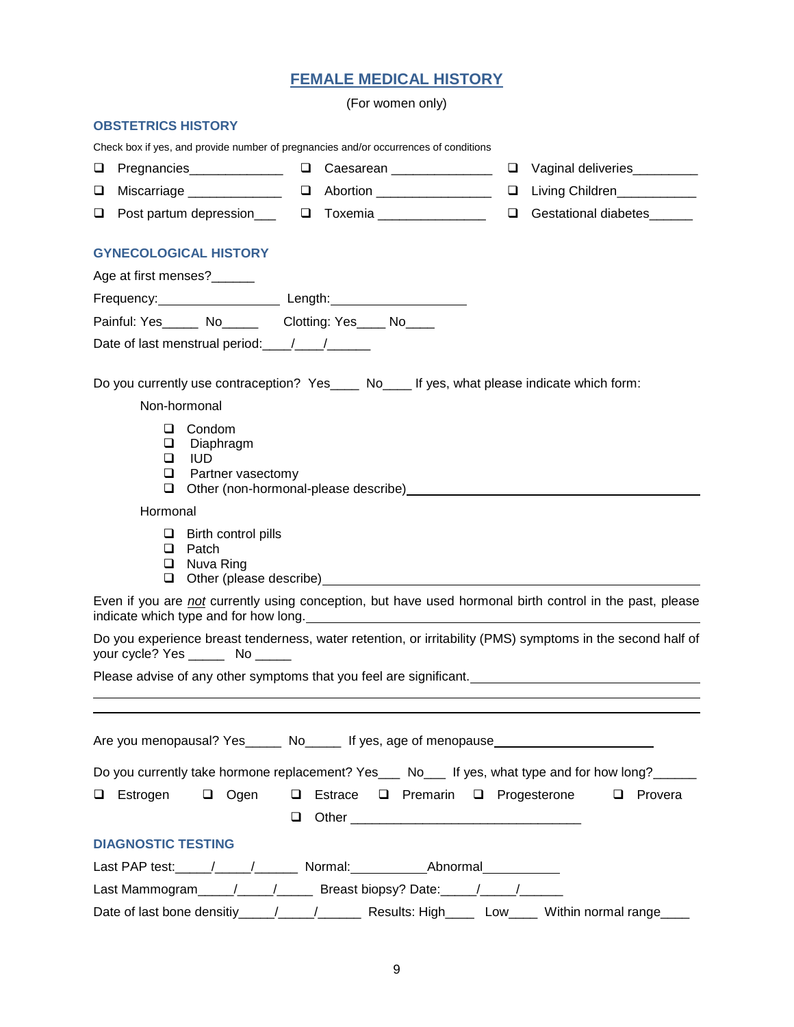# FEMALE MEDICAL HISTORY

(For women only)

## OBSTETRICS HISTORY

Check box if yes, and provide number of pregnancies and/or occurrences of conditions

- ❑ Pregnancies_____________
- ❑ Caesarean _____________
- ❑ Vaginal deliveries_________
- ❑ Miscarriage _____________
- ❑ Abortion _______________
- ❑ Living Children__________
- ❑ Post partum depression___
- ❑ Toxemia ______________
- ❑ Gestational diabetes______

## GYNECOLOGICAL HISTORY

Age at first menses?______

Frequency:_________________ Length:___________________

Painful: Yes_____ No_____ Clotting: Yes____ No____

Date of last menstrual period:____/____/______

Do you currently use contraception? Yes____ No____ If yes, what please indicate which form:

Non-hormonal

- ❑ Condom
- ❑ Diaphragm
- ❑ IUD
- ❑ Partner vasectomy
- ❑ Other (non-hormonal-please describe)_______________________________

Hormonal

- ❑ Birth control pills
- ❑ Patch
- ❑ Nuva Ring
- ❑ Other (please describe)_______________________________

Even if you are *not* currently using conception, but have used hormonal birth control in the past, please indicate which type and for how long._______________________________

Do you experience breast tenderness, water retention, or irritability (PMS) symptoms in the second half of your cycle? Yes _____ No _____

Please advise of any other symptoms that you feel are significant._______________________________

_______________________________________________________________

_______________________________________________________________

Are you menopausal? Yes_____ No_____ If yes, age of menopause______________________

Do you currently take hormone replacement? Yes___ No___ If yes, what type and for how long?______

- ❑ Estrogen
- ❑ Ogen
- ❑ Estrace
- ❑ Premarin
- ❑ Progesterone
- ❑ Provera
- ❑ Other _______________________________

## DIAGNOSTIC TESTING

Last PAP test:_____/_____/______ Normal:__________Abnormal__________

Last Mammogram_____/_____/_____ Breast biopsy? Date:_____/_____/______

Date of last bone densitiy_____/_____/______ Results: High____ Low____ Within normal range____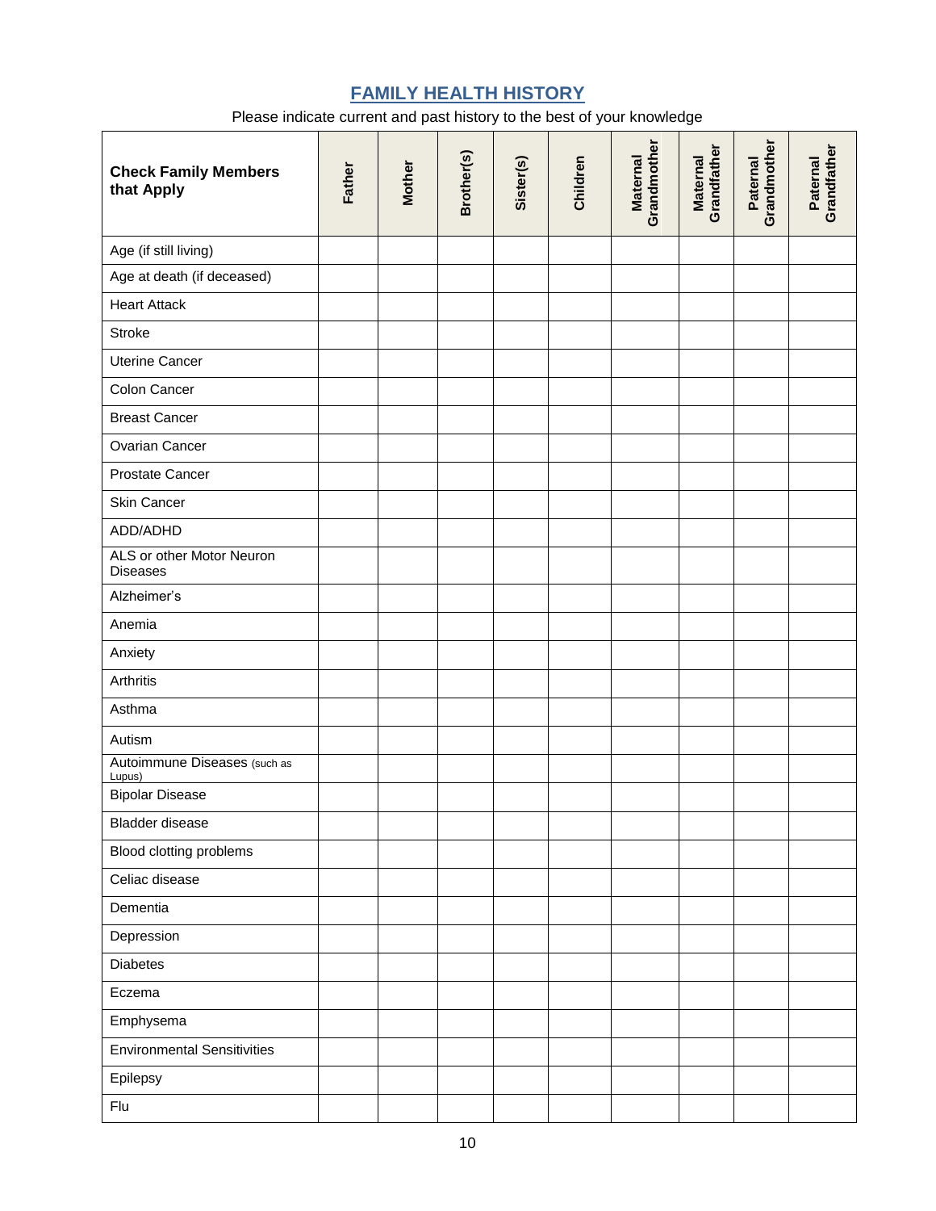## FAMILY HEALTH HISTORY

Please indicate current and past history to the best of your knowledge

| Check Family Members that Apply | Father | Mother | Brother(s) | Sister(s) | Children | Maternal Grandmother | Maternal Grandfather | Paternal Grandmother | Paternal Grandfather |
|---|---|---|---|---|---|---|---|---|---|
| Age (if still living) | | | | | | | | | |
| Age at death (if deceased) | | | | | | | | | |
| Heart Attack | | | | | | | | | |
| Stroke | | | | | | | | | |
| Uterine Cancer | | | | | | | | | |
| Colon Cancer | | | | | | | | | |
| Breast Cancer | | | | | | | | | |
| Ovarian Cancer | | | | | | | | | |
| Prostate Cancer | | | | | | | | | |
| Skin Cancer | | | | | | | | | |
| ADD/ADHD | | | | | | | | | |
| ALS or other Motor Neuron Diseases | | | | | | | | | |
| Alzheimer's | | | | | | | | | |
| Anemia | | | | | | | | | |
| Anxiety | | | | | | | | | |
| Arthritis | | | | | | | | | |
| Asthma | | | | | | | | | |
| Autism | | | | | | | | | |
| Autoimmune Diseases (such as Lupus) | | | | | | | | | |
| Bipolar Disease | | | | | | | | | |
| Bladder disease | | | | | | | | | |
| Blood clotting problems | | | | | | | | | |
| Celiac disease | | | | | | | | | |
| Dementia | | | | | | | | | |
| Depression | | | | | | | | | |
| Diabetes | | | | | | | | | |
| Eczema | | | | | | | | | |
| Emphysema | | | | | | | | | |
| Environmental Sensitivities | | | | | | | | | |
| Epilepsy | | | | | | | | | |
| Flu | | | | | | | | | |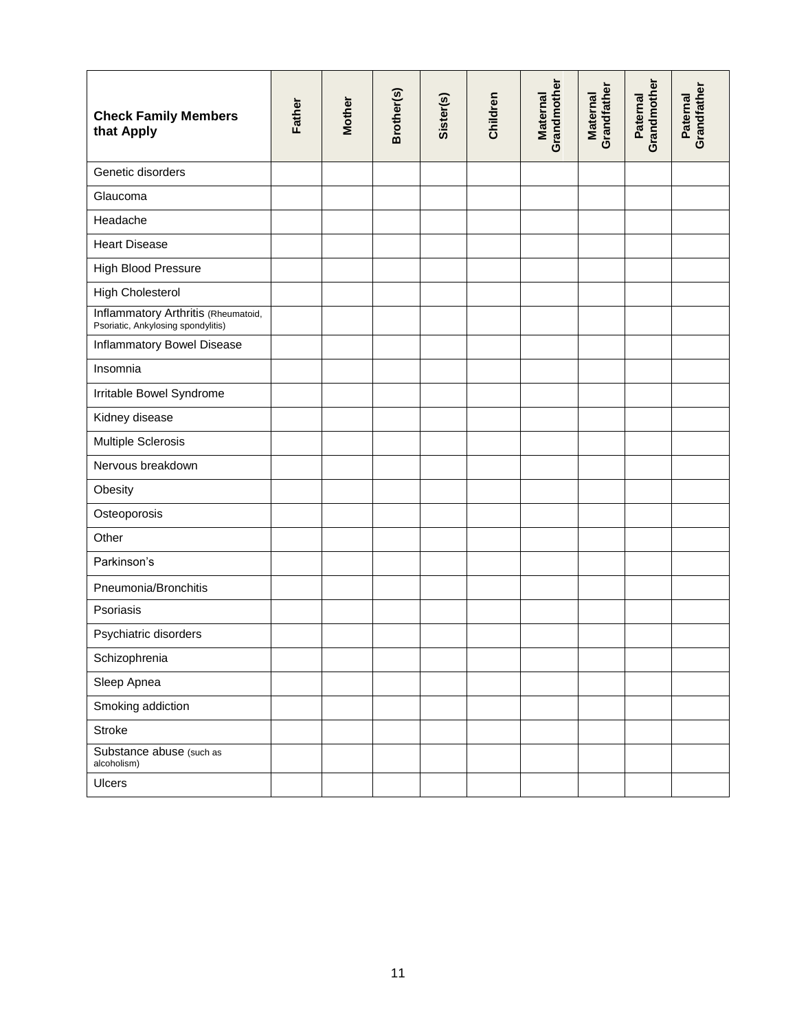| Check Family Members that Apply | Father | Mother | Brother(s) | Sister(s) | Children | Maternal Grandmother | Maternal Grandfather | Paternal Grandmother | Paternal Grandfather |
|---|---|---|---|---|---|---|---|---|---|
| Genetic disorders | | | | | | | | | |
| Glaucoma | | | | | | | | | |
| Headache | | | | | | | | | |
| Heart Disease | | | | | | | | | |
| High Blood Pressure | | | | | | | | | |
| High Cholesterol | | | | | | | | | |
| Inflammatory Arthritis (Rheumatoid, Psoriatic, Ankylosing spondylitis) | | | | | | | | | |
| Inflammatory Bowel Disease | | | | | | | | | |
| Insomnia | | | | | | | | | |
| Irritable Bowel Syndrome | | | | | | | | | |
| Kidney disease | | | | | | | | | |
| Multiple Sclerosis | | | | | | | | | |
| Nervous breakdown | | | | | | | | | |
| Obesity | | | | | | | | | |
| Osteoporosis | | | | | | | | | |
| Other | | | | | | | | | |
| Parkinson's | | | | | | | | | |
| Pneumonia/Bronchitis | | | | | | | | | |
| Psoriasis | | | | | | | | | |
| Psychiatric disorders | | | | | | | | | |
| Schizophrenia | | | | | | | | | |
| Sleep Apnea | | | | | | | | | |
| Smoking addiction | | | | | | | | | |
| Stroke | | | | | | | | | |
| Substance abuse (such as alcoholism) | | | | | | | | | |
| Ulcers | | | | | | | | | |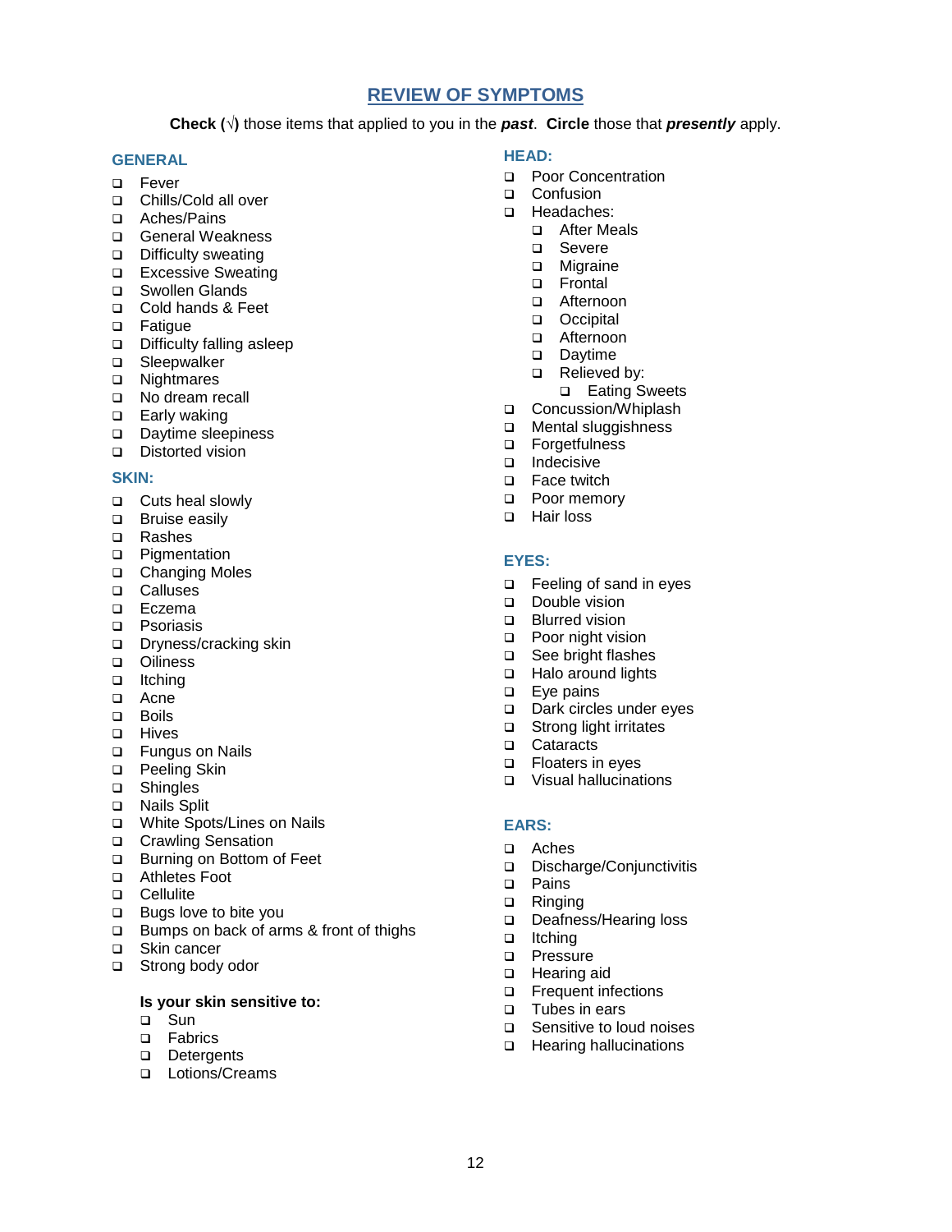# REVIEW OF SYMPTOMS

**Check (√)** those items that applied to you in the ***past***. **Circle** those that ***presently*** apply.

## GENERAL

- ❑ Fever
- ❑ Chills/Cold all over
- ❑ Aches/Pains
- ❑ General Weakness
- ❑ Difficulty sweating
- ❑ Excessive Sweating
- ❑ Swollen Glands
- ❑ Cold hands & Feet
- ❑ Fatigue
- ❑ Difficulty falling asleep
- ❑ Sleepwalker
- ❑ Nightmares
- ❑ No dream recall
- ❑ Early waking
- ❑ Daytime sleepiness
- ❑ Distorted vision

## SKIN:

- ❑ Cuts heal slowly
- ❑ Bruise easily
- ❑ Rashes
- ❑ Pigmentation
- ❑ Changing Moles
- ❑ Calluses
- ❑ Eczema
- ❑ Psoriasis
- ❑ Dryness/cracking skin
- ❑ Oiliness
- ❑ Itching
- ❑ Acne
- ❑ Boils
- ❑ Hives
- ❑ Fungus on Nails
- ❑ Peeling Skin
- ❑ Shingles
- ❑ Nails Split
- ❑ White Spots/Lines on Nails
- ❑ Crawling Sensation
- ❑ Burning on Bottom of Feet
- ❑ Athletes Foot
- ❑ Cellulite
- ❑ Bugs love to bite you
- ❑ Bumps on back of arms & front of thighs
- ❑ Skin cancer
- ❑ Strong body odor

**Is your skin sensitive to:**

- ❑ Sun
- ❑ Fabrics
- ❑ Detergents
- ❑ Lotions/Creams

## HEAD:

- ❑ Poor Concentration
- ❑ Confusion
- ❑ Headaches:
  - ❑ After Meals
  - ❑ Severe
  - ❑ Migraine
  - ❑ Frontal
  - ❑ Afternoon
  - ❑ Occipital
  - ❑ Afternoon
  - ❑ Daytime
  - ❑ Relieved by:
    - ❑ Eating Sweets
- ❑ Concussion/Whiplash
- ❑ Mental sluggishness
- ❑ Forgetfulness
- ❑ Indecisive
- ❑ Face twitch
- ❑ Poor memory
- ❑ Hair loss

## EYES:

- ❑ Feeling of sand in eyes
- ❑ Double vision
- ❑ Blurred vision
- ❑ Poor night vision
- ❑ See bright flashes
- ❑ Halo around lights
- ❑ Eye pains
- ❑ Dark circles under eyes
- ❑ Strong light irritates
- ❑ Cataracts
- ❑ Floaters in eyes
- ❑ Visual hallucinations

## EARS:

- ❑ Aches
- ❑ Discharge/Conjunctivitis
- ❑ Pains
- ❑ Ringing
- ❑ Deafness/Hearing loss
- ❑ Itching
- ❑ Pressure
- ❑ Hearing aid
- ❑ Frequent infections
- ❑ Tubes in ears
- ❑ Sensitive to loud noises
- ❑ Hearing hallucinations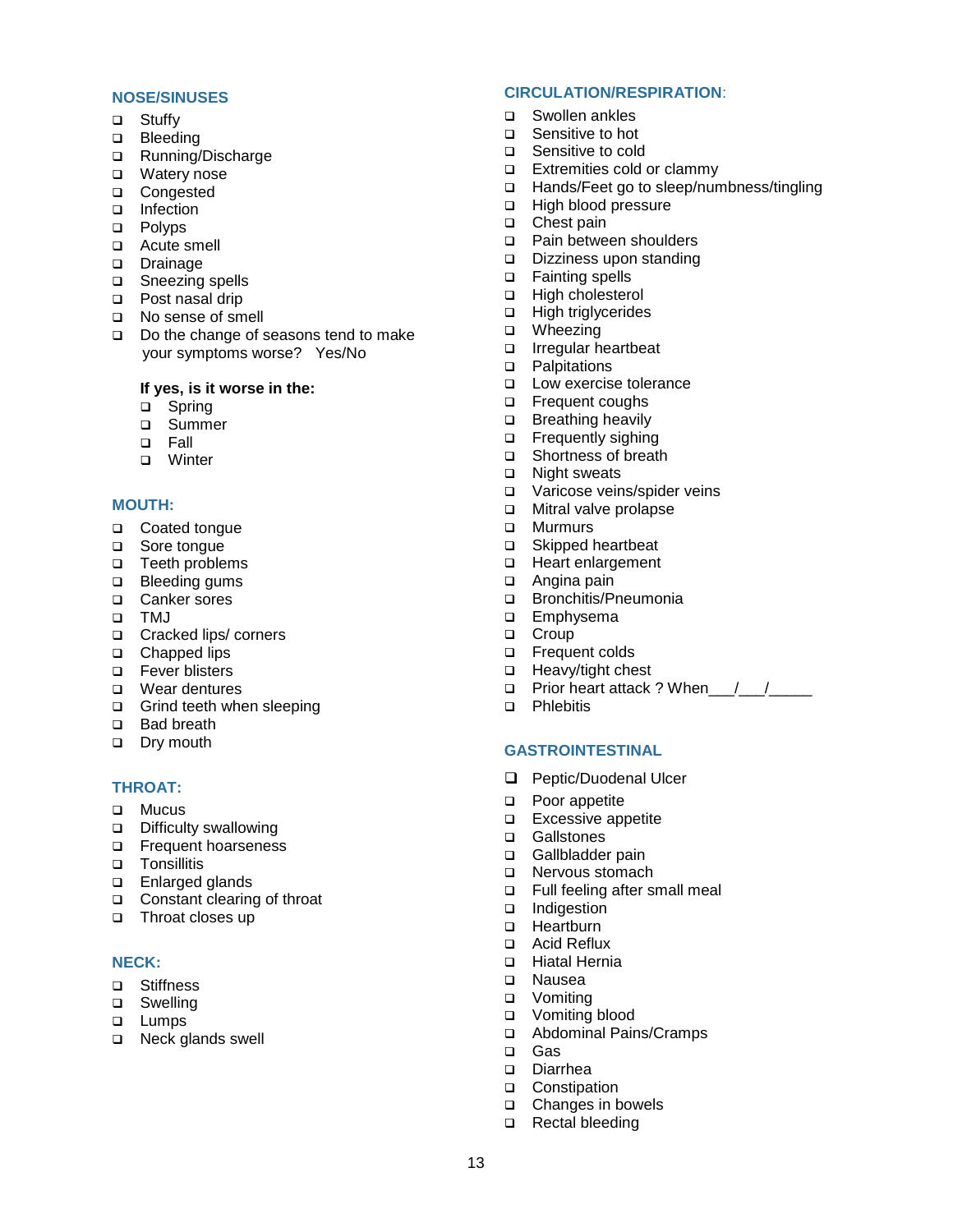## NOSE/SINUSES

- ❑ Stuffy
- ❑ Bleeding
- ❑ Running/Discharge
- ❑ Watery nose
- ❑ Congested
- ❑ Infection
- ❑ Polyps
- ❑ Acute smell
- ❑ Drainage
- ❑ Sneezing spells
- ❑ Post nasal drip
- ❑ No sense of smell
- ❑ Do the change of seasons tend to make your symptoms worse? Yes/No

**If yes, is it worse in the:**

- ❑ Spring
- ❑ Summer
- ❑ Fall
- ❑ Winter

## MOUTH:

- ❑ Coated tongue
- ❑ Sore tongue
- ❑ Teeth problems
- ❑ Bleeding gums
- ❑ Canker sores
- ❑ TMJ
- ❑ Cracked lips/ corners
- ❑ Chapped lips
- ❑ Fever blisters
- ❑ Wear dentures
- ❑ Grind teeth when sleeping
- ❑ Bad breath
- ❑ Dry mouth

## THROAT:

- ❑ Mucus
- ❑ Difficulty swallowing
- ❑ Frequent hoarseness
- ❑ Tonsillitis
- ❑ Enlarged glands
- ❑ Constant clearing of throat
- ❑ Throat closes up

## NECK:

- ❑ Stiffness
- ❑ Swelling
- ❑ Lumps
- ❑ Neck glands swell

## CIRCULATION/RESPIRATION:

- ❑ Swollen ankles
- ❑ Sensitive to hot
- ❑ Sensitive to cold
- ❑ Extremities cold or clammy
- ❑ Hands/Feet go to sleep/numbness/tingling
- ❑ High blood pressure
- ❑ Chest pain
- ❑ Pain between shoulders
- ❑ Dizziness upon standing
- ❑ Fainting spells
- ❑ High cholesterol
- ❑ High triglycerides
- ❑ Wheezing
- ❑ Irregular heartbeat
- ❑ Palpitations
- ❑ Low exercise tolerance
- ❑ Frequent coughs
- ❑ Breathing heavily
- ❑ Frequently sighing
- ❑ Shortness of breath
- ❑ Night sweats
- ❑ Varicose veins/spider veins
- ❑ Mitral valve prolapse
- ❑ Murmurs
- ❑ Skipped heartbeat
- ❑ Heart enlargement
- ❑ Angina pain
- ❑ Bronchitis/Pneumonia
- ❑ Emphysema
- ❑ Croup
- ❑ Frequent colds
- ❑ Heavy/tight chest
- ❑ Prior heart attack ? When___/___/_____
- ❑ Phlebitis

## GASTROINTESTINAL

- ❑ Peptic/Duodenal Ulcer
- ❑ Poor appetite
- ❑ Excessive appetite
- ❑ Gallstones
- ❑ Gallbladder pain
- ❑ Nervous stomach
- ❑ Full feeling after small meal
- ❑ Indigestion
- ❑ Heartburn
- ❑ Acid Reflux
- ❑ Hiatal Hernia
- ❑ Nausea
- ❑ Vomiting
- ❑ Vomiting blood
- ❑ Abdominal Pains/Cramps
- ❑ Gas
- ❑ Diarrhea
- ❑ Constipation
- ❑ Changes in bowels
- ❑ Rectal bleeding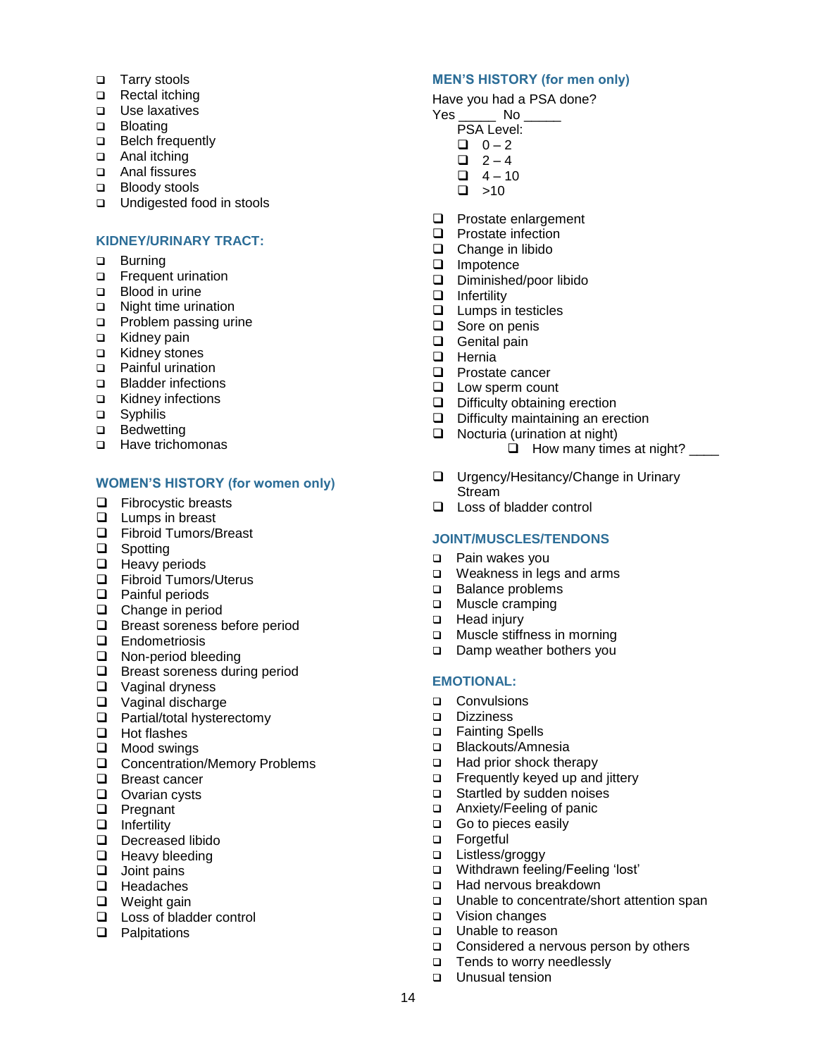- ❑ Tarry stools
- ❑ Rectal itching
- ❑ Use laxatives
- ❑ Bloating
- ❑ Belch frequently
- ❑ Anal itching
- ❑ Anal fissures
- ❑ Bloody stools
- ❑ Undigested food in stools

## KIDNEY/URINARY TRACT:

- ❑ Burning
- ❑ Frequent urination
- ❑ Blood in urine
- ❑ Night time urination
- ❑ Problem passing urine
- ❑ Kidney pain
- ❑ Kidney stones
- ❑ Painful urination
- ❑ Bladder infections
- ❑ Kidney infections
- ❑ Syphilis
- ❑ Bedwetting
- ❑ Have trichomonas

## WOMEN'S HISTORY (for women only)

- ❑ Fibrocystic breasts
- ❑ Lumps in breast
- ❑ Fibroid Tumors/Breast
- ❑ Spotting
- ❑ Heavy periods
- ❑ Fibroid Tumors/Uterus
- ❑ Painful periods
- ❑ Change in period
- ❑ Breast soreness before period
- ❑ Endometriosis
- ❑ Non-period bleeding
- ❑ Breast soreness during period
- ❑ Vaginal dryness
- ❑ Vaginal discharge
- ❑ Partial/total hysterectomy
- ❑ Hot flashes
- ❑ Mood swings
- ❑ Concentration/Memory Problems
- ❑ Breast cancer
- ❑ Ovarian cysts
- ❑ Pregnant
- ❑ Infertility
- ❑ Decreased libido
- ❑ Heavy bleeding
- ❑ Joint pains
- ❑ Headaches
- ❑ Weight gain
- ❑ Loss of bladder control
- ❑ Palpitations

## MEN'S HISTORY (for men only)

Have you had a PSA done?
Yes _____ No _____

PSA Level:

- ❑ 0 – 2
- ❑ 2 – 4
- ❑ 4 – 10
- ❑ >10

- ❑ Prostate enlargement
- ❑ Prostate infection
- ❑ Change in libido
- ❑ Impotence
- ❑ Diminished/poor libido
- ❑ Infertility
- ❑ Lumps in testicles
- ❑ Sore on penis
- ❑ Genital pain
- ❑ Hernia
- ❑ Prostate cancer
- ❑ Low sperm count
- ❑ Difficulty obtaining erection
- ❑ Difficulty maintaining an erection
- ❑ Nocturia (urination at night)
  - ❑ How many times at night? ____
- ❑ Urgency/Hesitancy/Change in Urinary Stream
- ❑ Loss of bladder control

## JOINT/MUSCLES/TENDONS

- ❑ Pain wakes you
- ❑ Weakness in legs and arms
- ❑ Balance problems
- ❑ Muscle cramping
- ❑ Head injury
- ❑ Muscle stiffness in morning
- ❑ Damp weather bothers you

## EMOTIONAL:

- ❑ Convulsions
- ❑ Dizziness
- ❑ Fainting Spells
- ❑ Blackouts/Amnesia
- ❑ Had prior shock therapy
- ❑ Frequently keyed up and jittery
- ❑ Startled by sudden noises
- ❑ Anxiety/Feeling of panic
- ❑ Go to pieces easily
- ❑ Forgetful
- ❑ Listless/groggy
- ❑ Withdrawn feeling/Feeling 'lost'
- ❑ Had nervous breakdown
- ❑ Unable to concentrate/short attention span
- ❑ Vision changes
- ❑ Unable to reason
- ❑ Considered a nervous person by others
- ❑ Tends to worry needlessly
- ❑ Unusual tension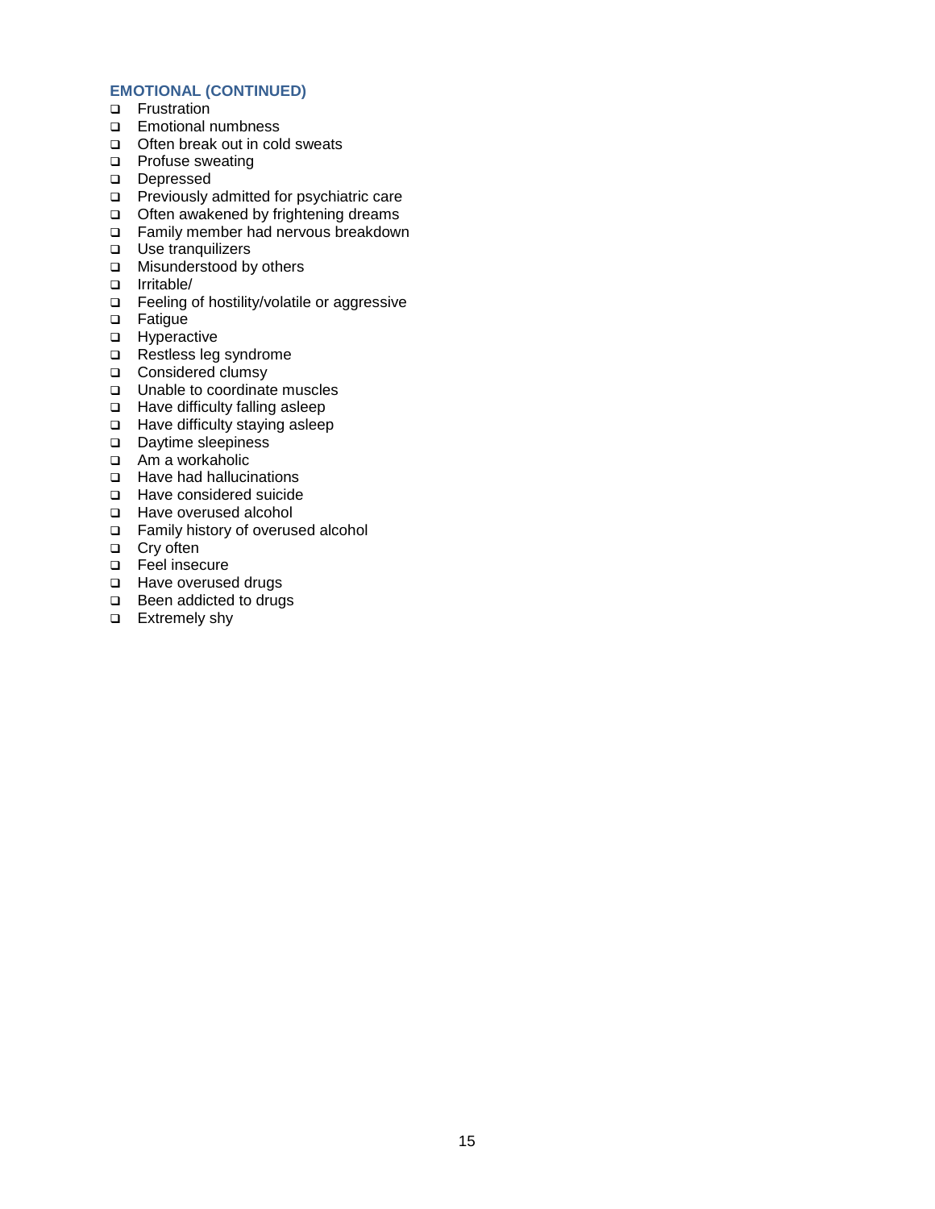### EMOTIONAL (CONTINUED)

- ❑ Frustration
- ❑ Emotional numbness
- ❑ Often break out in cold sweats
- ❑ Profuse sweating
- ❑ Depressed
- ❑ Previously admitted for psychiatric care
- ❑ Often awakened by frightening dreams
- ❑ Family member had nervous breakdown
- ❑ Use tranquilizers
- ❑ Misunderstood by others
- ❑ Irritable/
- ❑ Feeling of hostility/volatile or aggressive
- ❑ Fatigue
- ❑ Hyperactive
- ❑ Restless leg syndrome
- ❑ Considered clumsy
- ❑ Unable to coordinate muscles
- ❑ Have difficulty falling asleep
- ❑ Have difficulty staying asleep
- ❑ Daytime sleepiness
- ❑ Am a workaholic
- ❑ Have had hallucinations
- ❑ Have considered suicide
- ❑ Have overused alcohol
- ❑ Family history of overused alcohol
- ❑ Cry often
- ❑ Feel insecure
- ❑ Have overused drugs
- ❑ Been addicted to drugs
- ❑ Extremely shy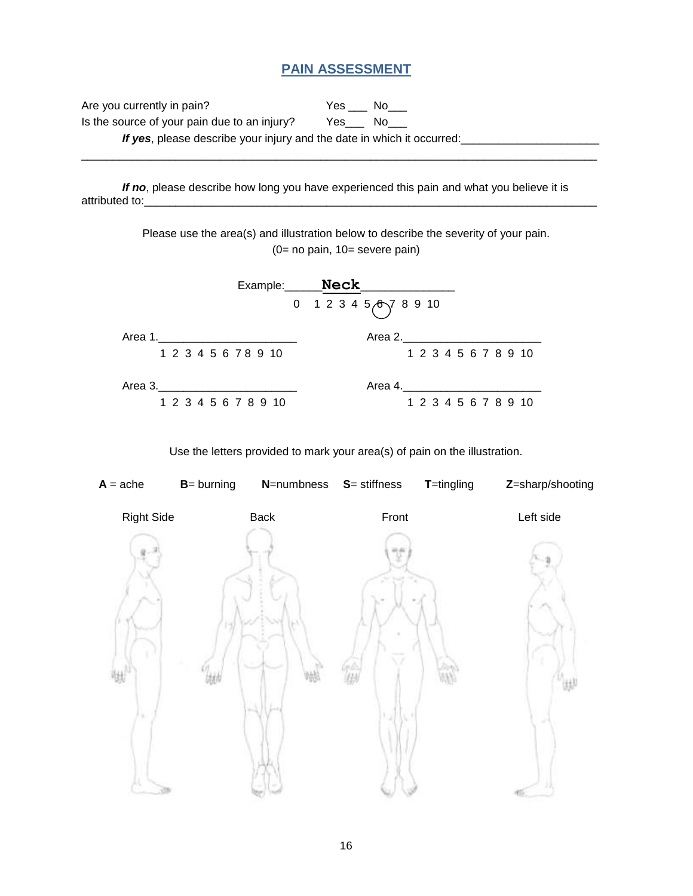# PAIN ASSESSMENT

Are you currently in pain? Yes ___ No___

Is the source of your pain due to an injury? Yes___ No___

***If yes***, please describe your injury and the date in which it occurred:______________________

___________________________________________________________________________________

***If no***, please describe how long you have experienced this pain and what you believe it is attributed to:____________________________________________________________________________

Please use the area(s) and illustration below to describe the severity of your pain.
(0= no pain, 10= severe pain)

Example:_____**Neck**_____________

0 1 2 3 4 5 (6) 7 8 9 10

Area 1.______________________

1 2 3 4 5 6 7 8 9 10

Area 2.______________________

1 2 3 4 5 6 7 8 9 10

Area 3.______________________

1 2 3 4 5 6 7 8 9 10

Area 4.______________________

1 2 3 4 5 6 7 8 9 10

Use the letters provided to mark your area(s) of pain on the illustration.

**A** = ache **B**= burning **N**=numbness **S**= stiffness **T**=tingling **Z**=sharp/shooting

Right Side Back Front Left side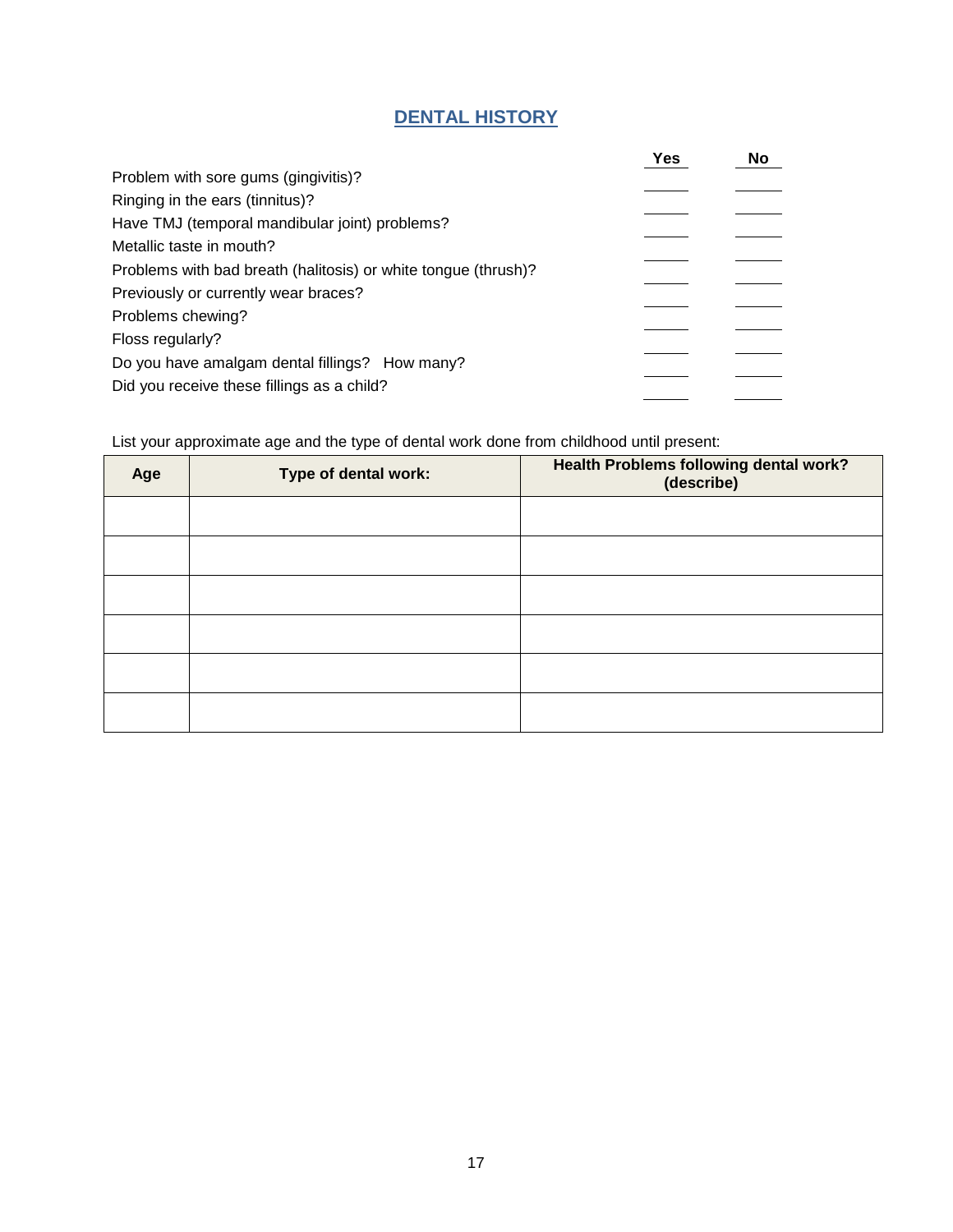## DENTAL HISTORY

| | Yes | No |
|---|---|---|
| Problem with sore gums (gingivitis)? | | |
| Ringing in the ears (tinnitus)? | | |
| Have TMJ (temporal mandibular joint) problems? | | |
| Metallic taste in mouth? | | |
| Problems with bad breath (halitosis) or white tongue (thrush)? | | |
| Previously or currently wear braces? | | |
| Problems chewing? | | |
| Floss regularly? | | |
| Do you have amalgam dental fillings? How many? | | |
| Did you receive these fillings as a child? | | |

List your approximate age and the type of dental work done from childhood until present:

| Age | Type of dental work: | Health Problems following dental work? (describe) |
|---|---|---|
| | | |
| | | |
| | | |
| | | |
| | | |
| | | |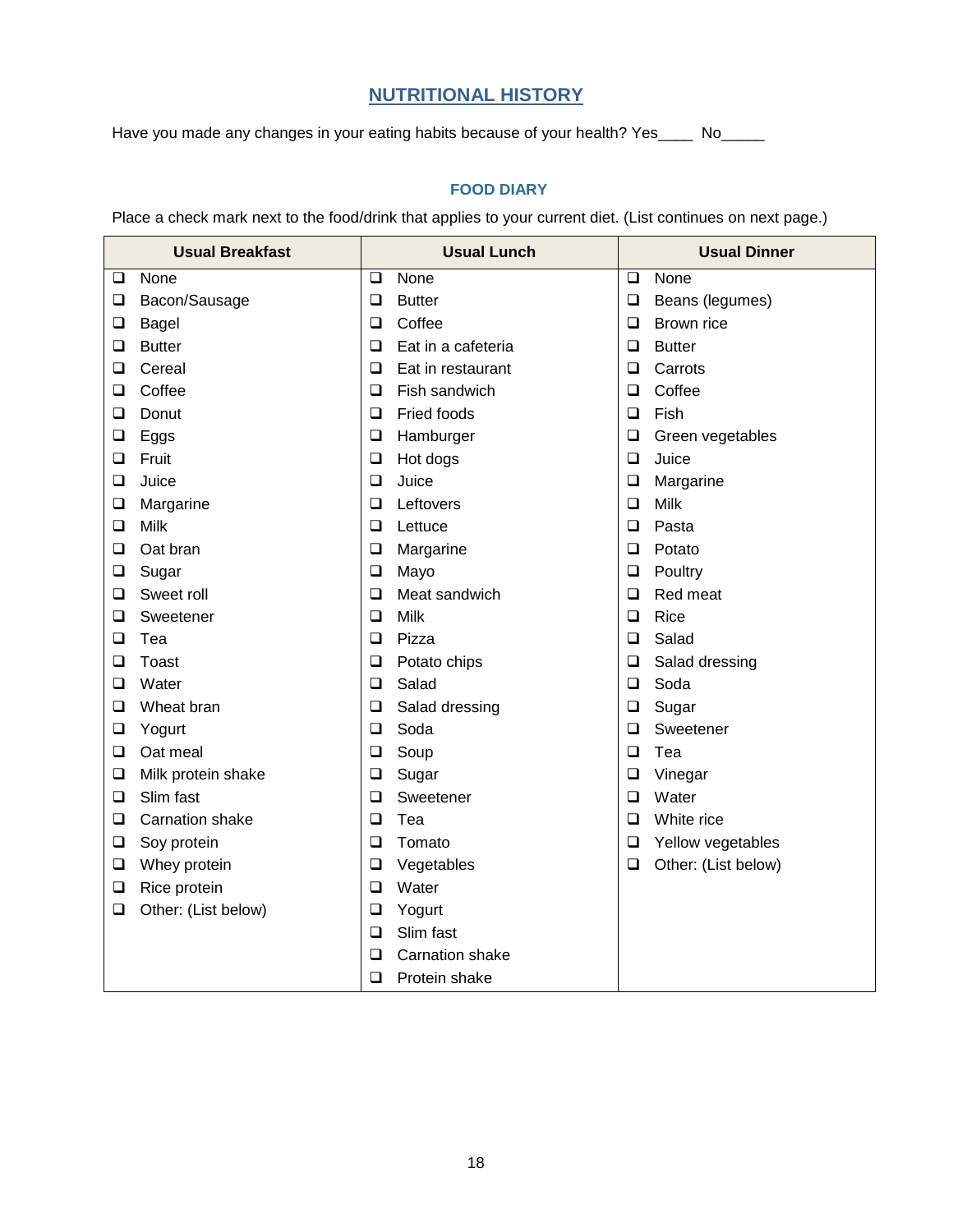## NUTRITIONAL HISTORY

Have you made any changes in your eating habits because of your health? Yes____ No_____

### FOOD DIARY

Place a check mark next to the food/drink that applies to your current diet. (List continues on next page.)

| Usual Breakfast | Usual Lunch | Usual Dinner |
|---|---|---|
| ❑ None | ❑ None | ❑ None |
| ❑ Bacon/Sausage | ❑ Butter | ❑ Beans (legumes) |
| ❑ Bagel | ❑ Coffee | ❑ Brown rice |
| ❑ Butter | ❑ Eat in a cafeteria | ❑ Butter |
| ❑ Cereal | ❑ Eat in restaurant | ❑ Carrots |
| ❑ Coffee | ❑ Fish sandwich | ❑ Coffee |
| ❑ Donut | ❑ Fried foods | ❑ Fish |
| ❑ Eggs | ❑ Hamburger | ❑ Green vegetables |
| ❑ Fruit | ❑ Hot dogs | ❑ Juice |
| ❑ Juice | ❑ Juice | ❑ Margarine |
| ❑ Margarine | ❑ Leftovers | ❑ Milk |
| ❑ Milk | ❑ Lettuce | ❑ Pasta |
| ❑ Oat bran | ❑ Margarine | ❑ Potato |
| ❑ Sugar | ❑ Mayo | ❑ Poultry |
| ❑ Sweet roll | ❑ Meat sandwich | ❑ Red meat |
| ❑ Sweetener | ❑ Milk | ❑ Rice |
| ❑ Tea | ❑ Pizza | ❑ Salad |
| ❑ Toast | ❑ Potato chips | ❑ Salad dressing |
| ❑ Water | ❑ Salad | ❑ Soda |
| ❑ Wheat bran | ❑ Salad dressing | ❑ Sugar |
| ❑ Yogurt | ❑ Soda | ❑ Sweetener |
| ❑ Oat meal | ❑ Soup | ❑ Tea |
| ❑ Milk protein shake | ❑ Sugar | ❑ Vinegar |
| ❑ Slim fast | ❑ Sweetener | ❑ Water |
| ❑ Carnation shake | ❑ Tea | ❑ White rice |
| ❑ Soy protein | ❑ Tomato | ❑ Yellow vegetables |
| ❑ Whey protein | ❑ Vegetables | ❑ Other: (List below) |
| ❑ Rice protein | ❑ Water | |
| ❑ Other: (List below) | ❑ Yogurt | |
| | ❑ Slim fast | |
| | ❑ Carnation shake | |
| | ❑ Protein shake | |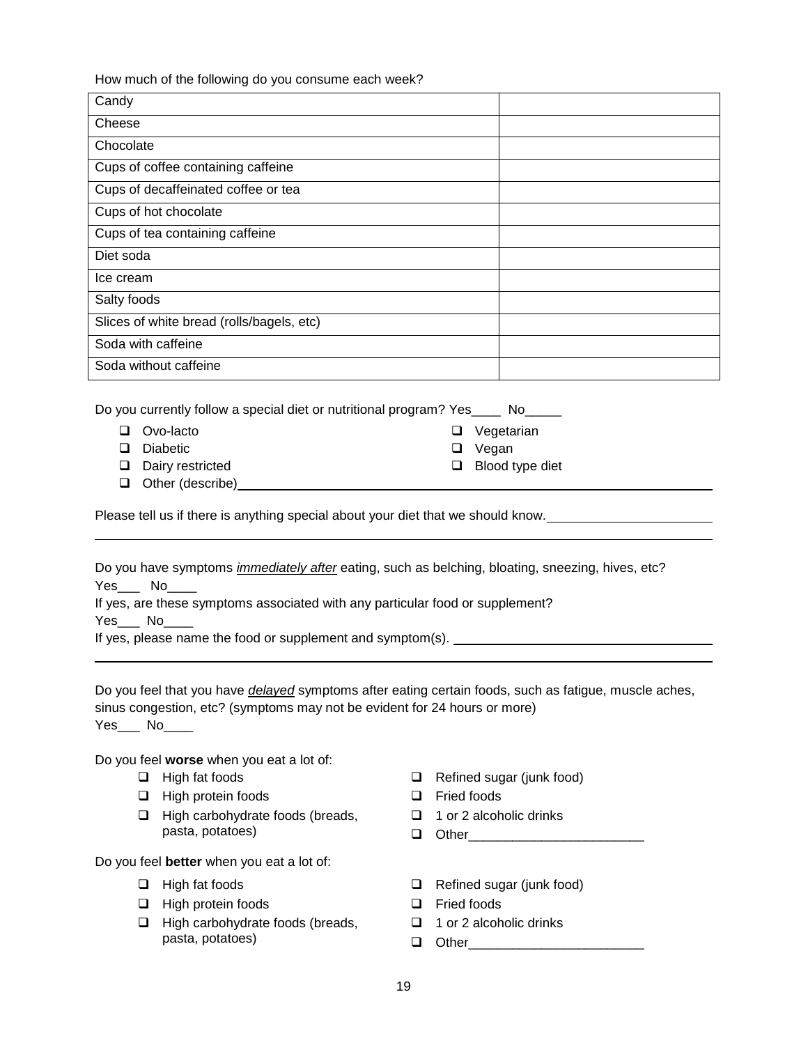How much of the following do you consume each week?

| Candy | |
|---|---|
| Cheese | |
| Chocolate | |
| Cups of coffee containing caffeine | |
| Cups of decaffeinated coffee or tea | |
| Cups of hot chocolate | |
| Cups of tea containing caffeine | |
| Diet soda | |
| Ice cream | |
| Salty foods | |
| Slices of white bread (rolls/bagels, etc) | |
| Soda with caffeine | |
| Soda without caffeine | |

Do you currently follow a special diet or nutritional program? Yes____ No_____

- ❑ Ovo-lacto
- ❑ Diabetic
- ❑ Dairy restricted
- ❑ Vegetarian
- ❑ Vegan
- ❑ Blood type diet
- ❑ Other (describe)________________________________________________

Please tell us if there is anything special about your diet that we should know.______________________

________________________________________________________________________________

Do you have symptoms *immediately after* eating, such as belching, bloating, sneezing, hives, etc?
Yes___ No____

If yes, are these symptoms associated with any particular food or supplement?
Yes___ No____

If yes, please name the food or supplement and symptom(s). ____________________________________

________________________________________________________________________________

Do you feel that you have *delayed* symptoms after eating certain foods, such as fatigue, muscle aches, sinus congestion, etc? (symptoms may not be evident for 24 hours or more)
Yes___ No____

Do you feel **worse** when you eat a lot of:

- ❑ High fat foods
- ❑ High protein foods
- ❑ High carbohydrate foods (breads, pasta, potatoes)
- ❑ Refined sugar (junk food)
- ❑ Fried foods
- ❑ 1 or 2 alcoholic drinks
- ❑ Other________________________

Do you feel **better** when you eat a lot of:

- ❑ High fat foods
- ❑ High protein foods
- ❑ High carbohydrate foods (breads, pasta, potatoes)
- ❑ Refined sugar (junk food)
- ❑ Fried foods
- ❑ 1 or 2 alcoholic drinks
- ❑ Other________________________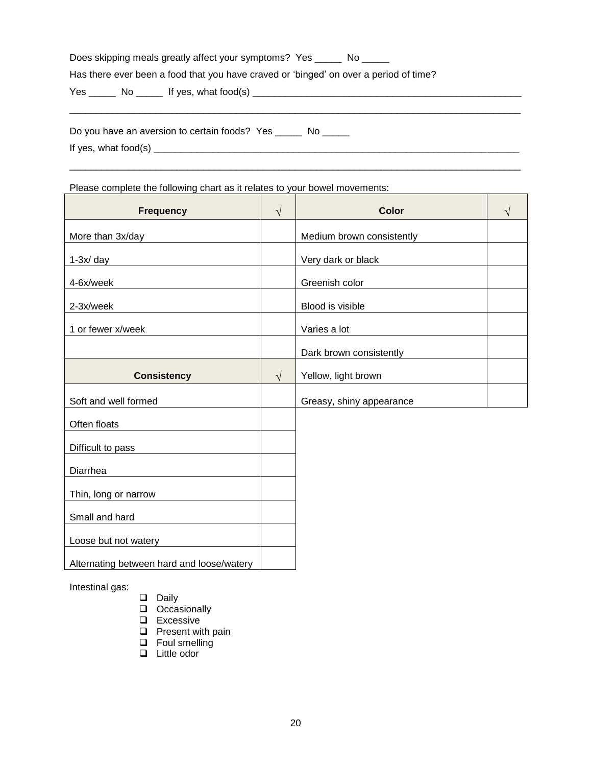Does skipping meals greatly affect your symptoms? Yes _____ No _____

Has there ever been a food that you have craved or 'binged' on over a period of time?

Yes _____ No _____ If yes, what food(s) ____________________________________________________

_____________________________________________________________________________________

Do you have an aversion to certain foods? Yes _____ No _____

If yes, what food(s) _________________________________________________________________________

_____________________________________________________________________________________

Please complete the following chart as it relates to your bowel movements:

| Frequency | √ | Color | √ |
|---|---|---|---|
| More than 3x/day | | Medium brown consistently | |
| 1-3x/ day | | Very dark or black | |
| 4-6x/week | | Greenish color | |
| 2-3x/week | | Blood is visible | |
| 1 or fewer x/week | | Varies a lot | |
| | | Dark brown consistently | |
| **Consistency** | **√** | Yellow, light brown | |
| Soft and well formed | | Greasy, shiny appearance | |
| Often floats | | | |
| Difficult to pass | | | |
| Diarrhea | | | |
| Thin, long or narrow | | | |
| Small and hard | | | |
| Loose but not watery | | | |
| Alternating between hard and loose/watery | | | |

Intestinal gas:

- ☐ Daily
- ☐ Occasionally
- ☐ Excessive
- ☐ Present with pain
- ☐ Foul smelling
- ☐ Little odor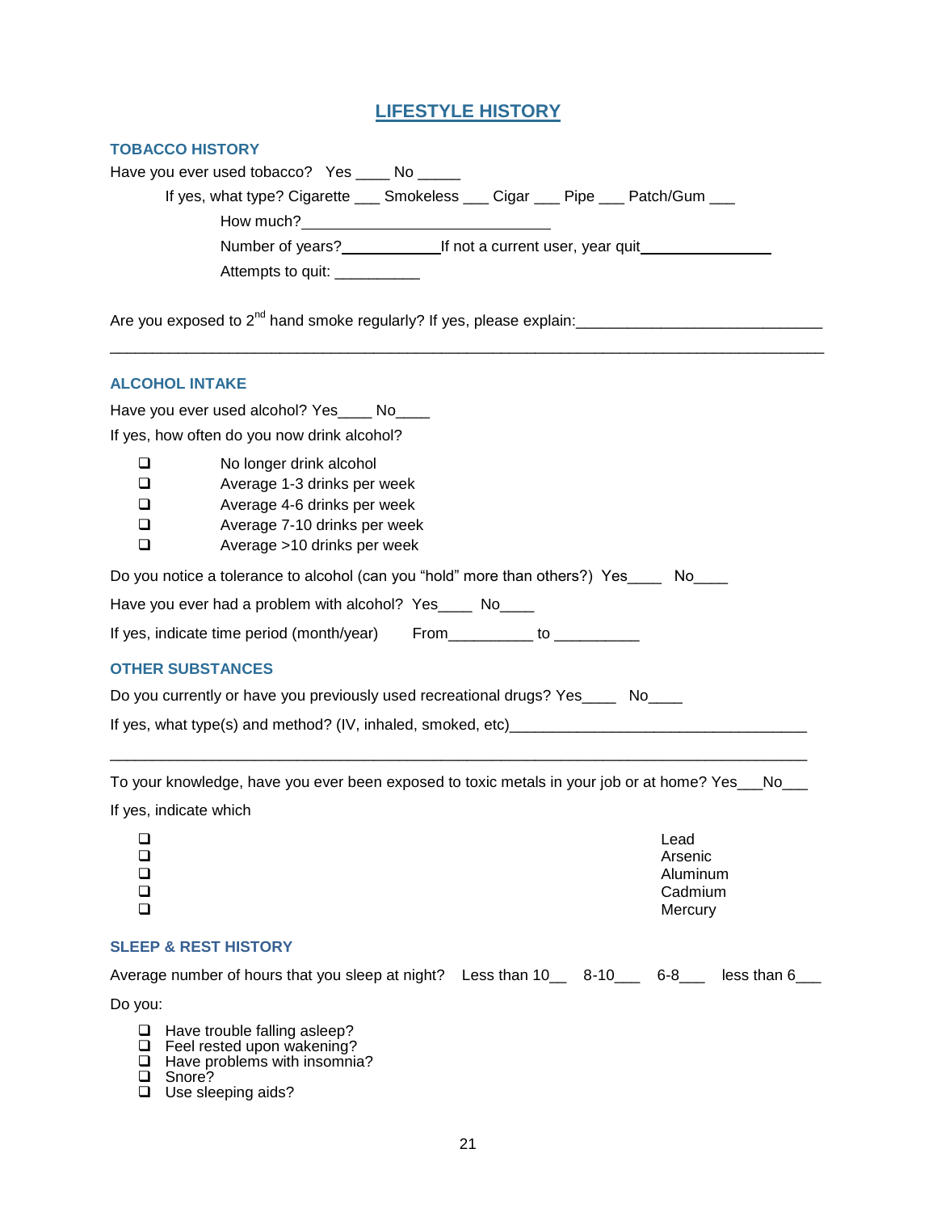# LIFESTYLE HISTORY

## TOBACCO HISTORY

Have you ever used tobacco? Yes ____ No _____

If yes, what type? Cigarette ___ Smokeless ___ Cigar ___ Pipe ___ Patch/Gum ___

How much?______________________________

Number of years?____________If not a current user, year quit________________

Attempts to quit: __________

Are you exposed to 2nd hand smoke regularly? If yes, please explain:____________________________

______________________________________________________________________________________

## ALCOHOL INTAKE

Have you ever used alcohol? Yes____ No____

If yes, how often do you now drink alcohol?

- ❑ No longer drink alcohol
- ❑ Average 1-3 drinks per week
- ❑ Average 4-6 drinks per week
- ❑ Average 7-10 drinks per week
- ❑ Average >10 drinks per week

Do you notice a tolerance to alcohol (can you "hold" more than others?) Yes____ No____

Have you ever had a problem with alcohol? Yes____ No____

If yes, indicate time period (month/year) From__________ to __________

## OTHER SUBSTANCES

Do you currently or have you previously used recreational drugs? Yes____ No____

If yes, what type(s) and method? (IV, inhaled, smoked, etc)__________________________________

______________________________________________________________________________________

To your knowledge, have you ever been exposed to toxic metals in your job or at home? Yes___No___

If yes, indicate which

- ❑ Lead
- ❑ Arsenic
- ❑ Aluminum
- ❑ Cadmium
- ❑ Mercury

## SLEEP & REST HISTORY

Average number of hours that you sleep at night? Less than 10__ 8-10___ 6-8___ less than 6___

Do you:

- ❑ Have trouble falling asleep?
- ❑ Feel rested upon wakening?
- ❑ Have problems with insomnia?
- ❑ Snore?
- ❑ Use sleeping aids?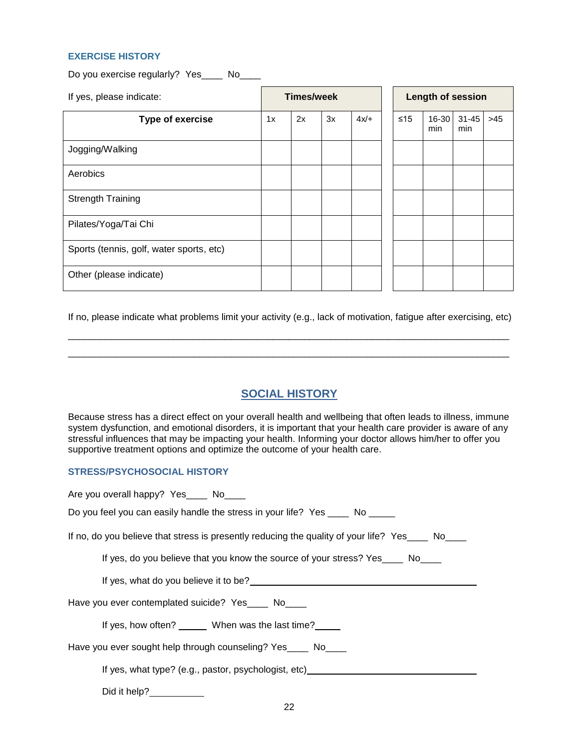### EXERCISE HISTORY

Do you exercise regularly? Yes____ No____

| If yes, please indicate: | Times/week | | | | Length of session | | | |
|---|---|---|---|---|---|---|---|---|
| **Type of exercise** | 1x | 2x | 3x | 4x/+ | ≤15 | 16-30 min | 31-45 min | >45 |
| Jogging/Walking | | | | | | | | |
| Aerobics | | | | | | | | |
| Strength Training | | | | | | | | |
| Pilates/Yoga/Tai Chi | | | | | | | | |
| Sports (tennis, golf, water sports, etc) | | | | | | | | |
| Other (please indicate) | | | | | | | | |

If no, please indicate what problems limit your activity (e.g., lack of motivation, fatigue after exercising, etc)

_____________________________________________________________________________________

_____________________________________________________________________________________

## SOCIAL HISTORY

Because stress has a direct effect on your overall health and wellbeing that often leads to illness, immune system dysfunction, and emotional disorders, it is important that your health care provider is aware of any stressful influences that may be impacting your health. Informing your doctor allows him/her to offer you supportive treatment options and optimize the outcome of your health care.

### STRESS/PSYCHOSOCIAL HISTORY

Are you overall happy? Yes____ No____

Do you feel you can easily handle the stress in your life? Yes ____ No _____

If no, do you believe that stress is presently reducing the quality of your life? Yes____ No____

If yes, do you believe that you know the source of your stress? Yes____ No____

If yes, what do you believe it to be? ______________________________________

Have you ever contemplated suicide? Yes____ No____

If yes, how often? _____ When was the last time? _____

Have you ever sought help through counseling? Yes____ No____

If yes, what type? (e.g., pastor, psychologist, etc) ______________________________

Did it help? __________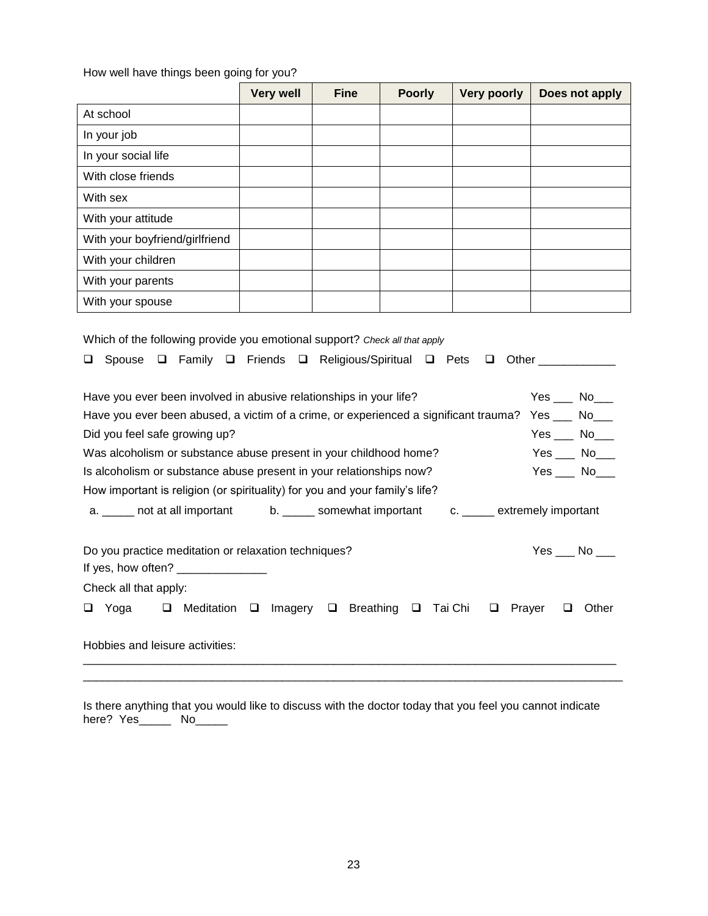How well have things been going for you?

| | Very well | Fine | Poorly | Very poorly | Does not apply |
|---|---|---|---|---|---|
| At school | | | | | |
| In your job | | | | | |
| In your social life | | | | | |
| With close friends | | | | | |
| With sex | | | | | |
| With your attitude | | | | | |
| With your boyfriend/girlfriend | | | | | |
| With your children | | | | | |
| With your parents | | | | | |
| With your spouse | | | | | |

Which of the following provide you emotional support? *Check all that apply*

❑ Spouse ❑ Family ❑ Friends ❑ Religious/Spiritual ❑ Pets ❑ Other ____________

Have you ever been involved in abusive relationships in your life? Yes ___ No___

Have you ever been abused, a victim of a crime, or experienced a significant trauma? Yes ___ No___

Did you feel safe growing up? Yes ___ No___

Was alcoholism or substance abuse present in your childhood home? Yes ___ No___

Is alcoholism or substance abuse present in your relationships now? Yes ___ No___

How important is religion (or spirituality) for you and your family's life?

a. _____ not at all important b. _____ somewhat important c. _____ extremely important

Do you practice meditation or relaxation techniques? Yes ___ No ___

If yes, how often? ______________

Check all that apply:

❑ Yoga ❑ Meditation ❑ Imagery ❑ Breathing ❑ Tai Chi ❑ Prayer ❑ Other

Hobbies and leisure activities:

_______________________________________________________________________________

_______________________________________________________________________________

Is there anything that you would like to discuss with the doctor today that you feel you cannot indicate here? Yes_____ No_____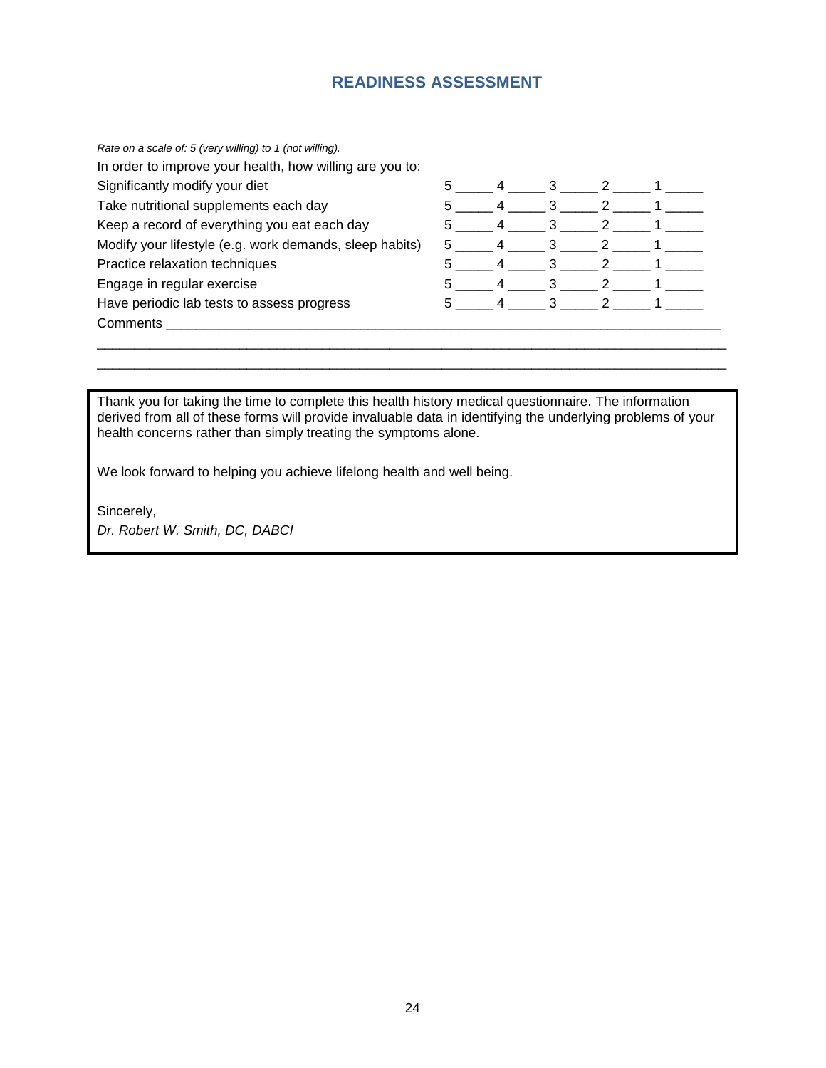## READINESS ASSESSMENT

*Rate on a scale of: 5 (very willing) to 1 (not willing).*

| In order to improve your health, how willing are you to: | |
|---|---|
| Significantly modify your diet | 5 _____ 4 _____ 3 _____ 2 _____ 1 _____ |
| Take nutritional supplements each day | 5 _____ 4 _____ 3 _____ 2 _____ 1 _____ |
| Keep a record of everything you eat each day | 5 _____ 4 _____ 3 _____ 2 _____ 1 _____ |
| Modify your lifestyle (e.g. work demands, sleep habits) | 5 _____ 4 _____ 3 _____ 2 _____ 1 _____ |
| Practice relaxation techniques | 5 _____ 4 _____ 3 _____ 2 _____ 1 _____ |
| Engage in regular exercise | 5 _____ 4 _____ 3 _____ 2 _____ 1 _____ |
| Have periodic lab tests to assess progress | 5 _____ 4 _____ 3 _____ 2 _____ 1 _____ |

Comments ____________________________________________________________________________

______________________________________________________________________________________

______________________________________________________________________________________

Thank you for taking the time to complete this health history medical questionnaire. The information derived from all of these forms will provide invaluable data in identifying the underlying problems of your health concerns rather than simply treating the symptoms alone.

We look forward to helping you achieve lifelong health and well being.

Sincerely,

*Dr. Robert W. Smith, DC, DABCI*